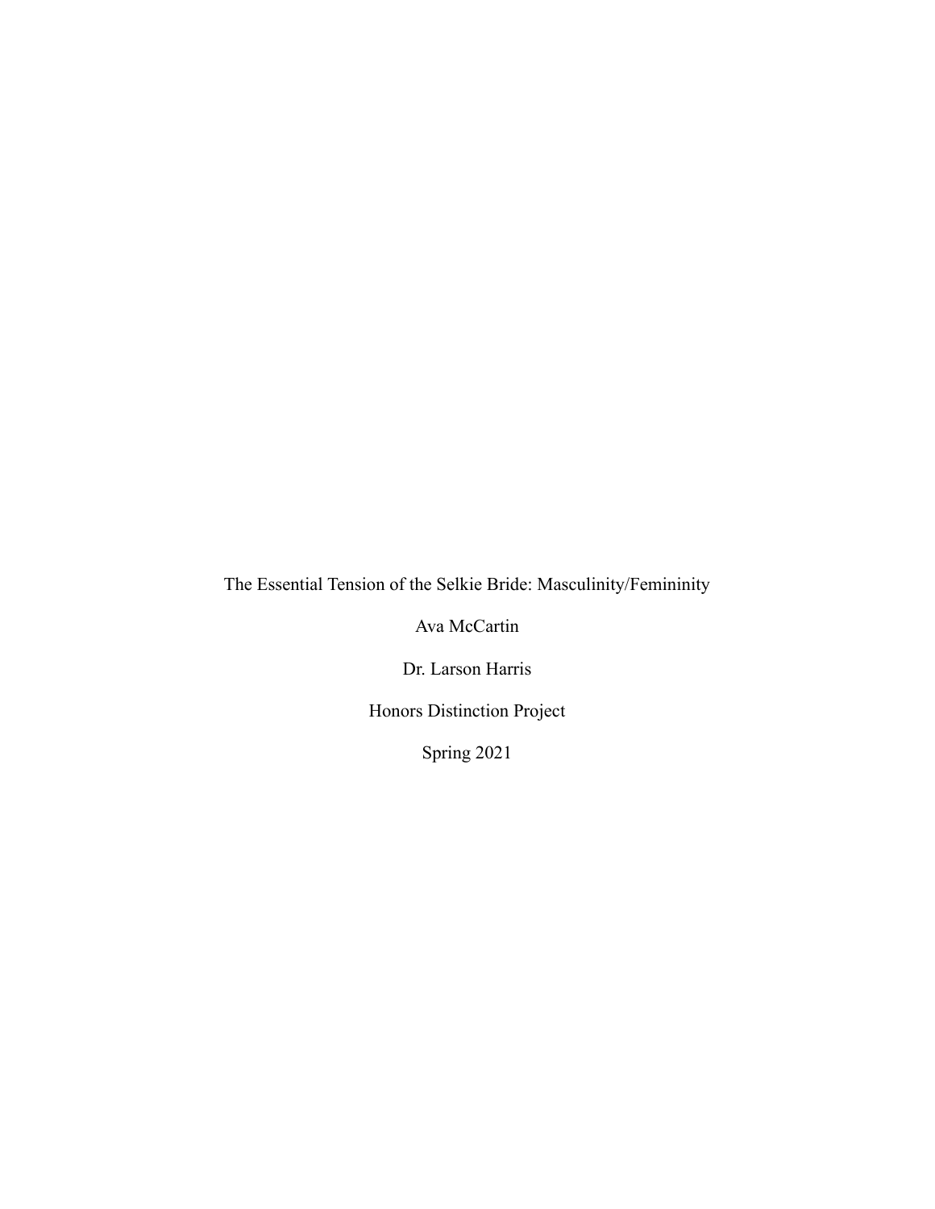# The Essential Tension of the Selkie Bride: Masculinity/Femininity

Ava McCartin

Dr. Larson Harris

Honors Distinction Project

Spring 2021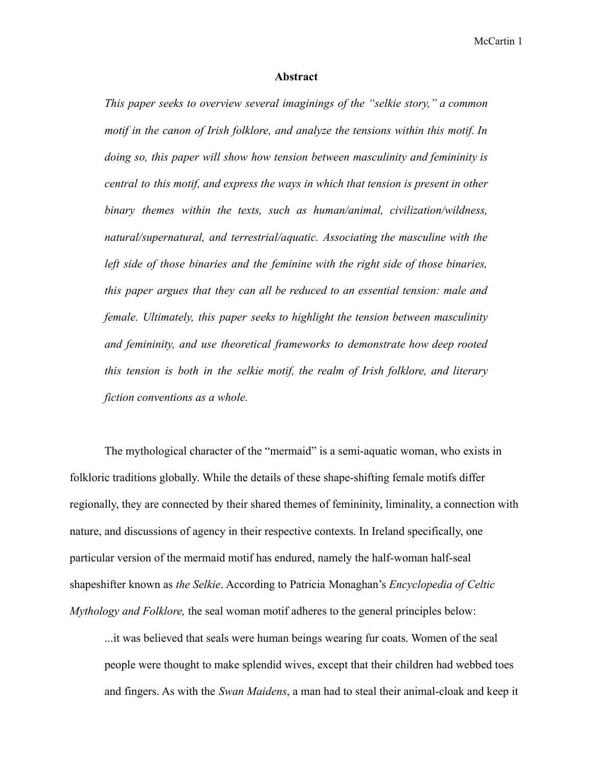## Abstract

*This paper seeks to overview several imaginings of the "selkie story," a common motif in the canon of Irish folklore, and analyze the tensions within this motif. In doing so, this paper will show how tension between masculinity and femininity is central to this motif, and express the ways in which that tension is present in other binary themes within the texts, such as human/animal, civilization/wildness, natural/supernatural, and terrestrial/aquatic. Associating the masculine with the left side of those binaries and the feminine with the right side of those binaries, this paper argues that they can all be reduced to an essential tension: male and female. Ultimately, this paper seeks to highlight the tension between masculinity and femininity, and use theoretical frameworks to demonstrate how deep rooted this tension is both in the selkie motif, the realm of Irish folklore, and literary fiction conventions as a whole.*

The mythological character of the "mermaid" is a semi-aquatic woman, who exists in folkloric traditions globally. While the details of these shape-shifting female motifs differ regionally, they are connected by their shared themes of femininity, liminality, a connection with nature, and discussions of agency in their respective contexts. In Ireland specifically, one particular version of the mermaid motif has endured, namely the half-woman half-seal shapeshifter known as *the Selkie*. According to Patricia Monaghan's *Encyclopedia of Celtic Mythology and Folklore,* the seal woman motif adheres to the general principles below:

> ...it was believed that seals were human beings wearing fur coats. Women of the seal people were thought to make splendid wives, except that their children had webbed toes and fingers. As with the *Swan Maidens*, a man had to steal their animal-cloak and keep it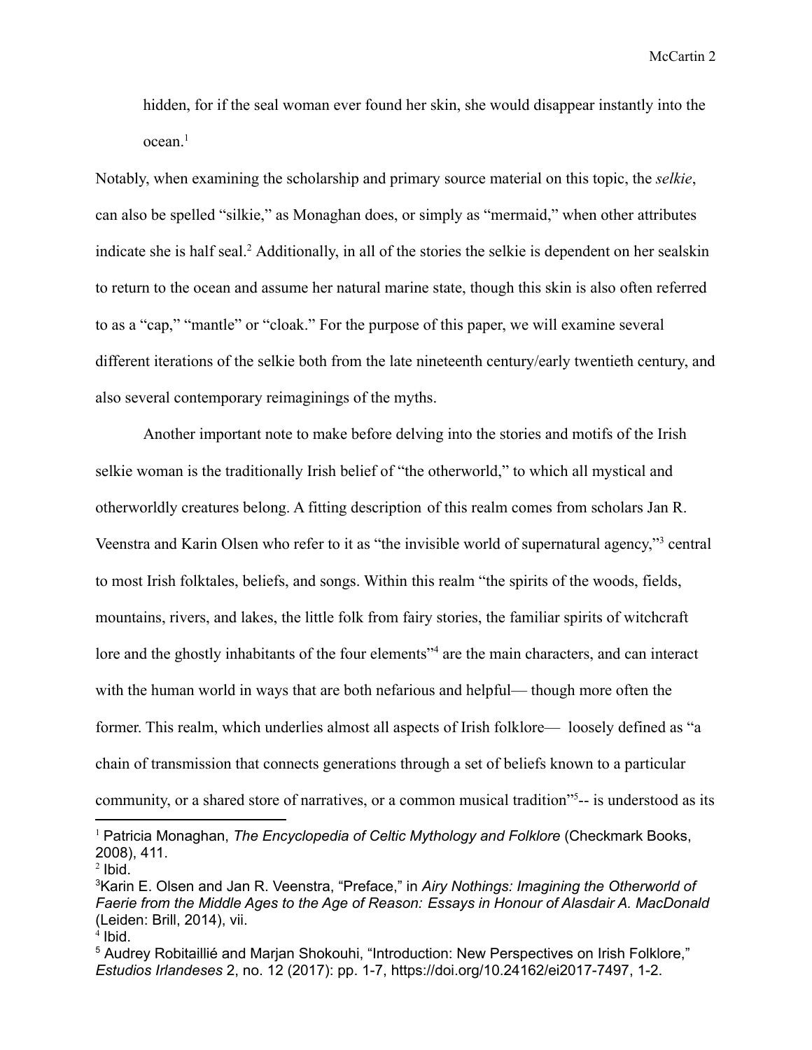hidden, for if the seal woman ever found her skin, she would disappear instantly into the ocean.[1]

Notably, when examining the scholarship and primary source material on this topic, the *selkie*, can also be spelled "silkie," as Monaghan does, or simply as "mermaid," when other attributes indicate she is half seal.[2] Additionally, in all of the stories the selkie is dependent on her sealskin to return to the ocean and assume her natural marine state, though this skin is also often referred to as a "cap," "mantle" or "cloak." For the purpose of this paper, we will examine several different iterations of the selkie both from the late nineteenth century/early twentieth century, and also several contemporary reimaginings of the myths.

Another important note to make before delving into the stories and motifs of the Irish selkie woman is the traditionally Irish belief of "the otherworld," to which all mystical and otherworldly creatures belong. A fitting description of this realm comes from scholars Jan R. Veenstra and Karin Olsen who refer to it as "the invisible world of supernatural agency,"[3] central to most Irish folktales, beliefs, and songs. Within this realm "the spirits of the woods, fields, mountains, rivers, and lakes, the little folk from fairy stories, the familiar spirits of witchcraft lore and the ghostly inhabitants of the four elements"[4] are the main characters, and can interact with the human world in ways that are both nefarious and helpful— though more often the former. This realm, which underlies almost all aspects of Irish folklore— loosely defined as "a chain of transmission that connects generations through a set of beliefs known to a particular community, or a shared store of narratives, or a common musical tradition"[5]-- is understood as its

---

[1] Patricia Monaghan, *The Encyclopedia of Celtic Mythology and Folklore* (Checkmark Books, 2008), 411.

[2] Ibid.

[3] Karin E. Olsen and Jan R. Veenstra, "Preface," in *Airy Nothings: Imagining the Otherworld of Faerie from the Middle Ages to the Age of Reason: Essays in Honour of Alasdair A. MacDonald* (Leiden: Brill, 2014), vii.

[4] Ibid.

[5] Audrey Robitaillié and Marjan Shokouhi, "Introduction: New Perspectives on Irish Folklore," *Estudios Irlandeses* 2, no. 12 (2017): pp. 1-7, https://doi.org/10.24162/ei2017-7497, 1-2.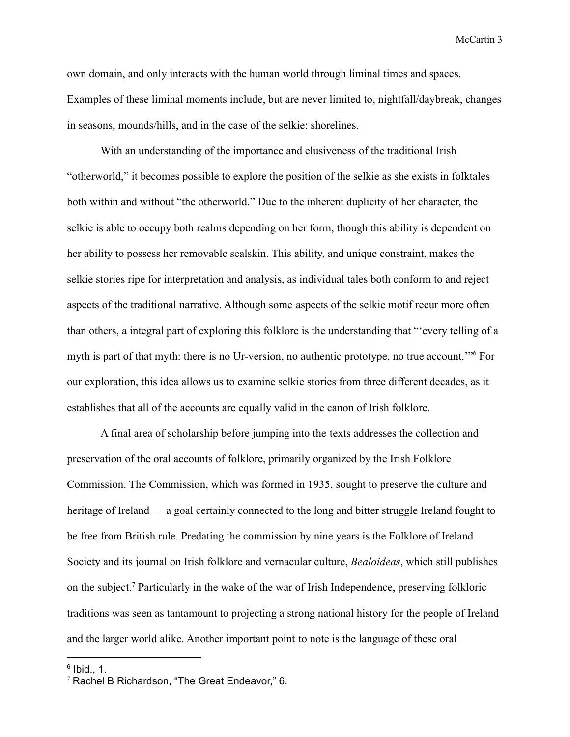own domain, and only interacts with the human world through liminal times and spaces. Examples of these liminal moments include, but are never limited to, nightfall/daybreak, changes in seasons, mounds/hills, and in the case of the selkie: shorelines.

With an understanding of the importance and elusiveness of the traditional Irish "otherworld," it becomes possible to explore the position of the selkie as she exists in folktales both within and without "the otherworld." Due to the inherent duplicity of her character, the selkie is able to occupy both realms depending on her form, though this ability is dependent on her ability to possess her removable sealskin. This ability, and unique constraint, makes the selkie stories ripe for interpretation and analysis, as individual tales both conform to and reject aspects of the traditional narrative. Although some aspects of the selkie motif recur more often than others, a integral part of exploring this folklore is the understanding that "'every telling of a myth is part of that myth: there is no Ur-version, no authentic prototype, no true account.'"[6] For our exploration, this idea allows us to examine selkie stories from three different decades, as it establishes that all of the accounts are equally valid in the canon of Irish folklore.

A final area of scholarship before jumping into the texts addresses the collection and preservation of the oral accounts of folklore, primarily organized by the Irish Folklore Commission. The Commission, which was formed in 1935, sought to preserve the culture and heritage of Ireland— a goal certainly connected to the long and bitter struggle Ireland fought to be free from British rule. Predating the commission by nine years is the Folklore of Ireland Society and its journal on Irish folklore and vernacular culture, *Bealoideas*, which still publishes on the subject.[7] Particularly in the wake of the war of Irish Independence, preserving folkloric traditions was seen as tantamount to projecting a strong national history for the people of Ireland and the larger world alike. Another important point to note is the language of these oral

---

[6] Ibid., 1.

[7] Rachel B Richardson, "The Great Endeavor," 6.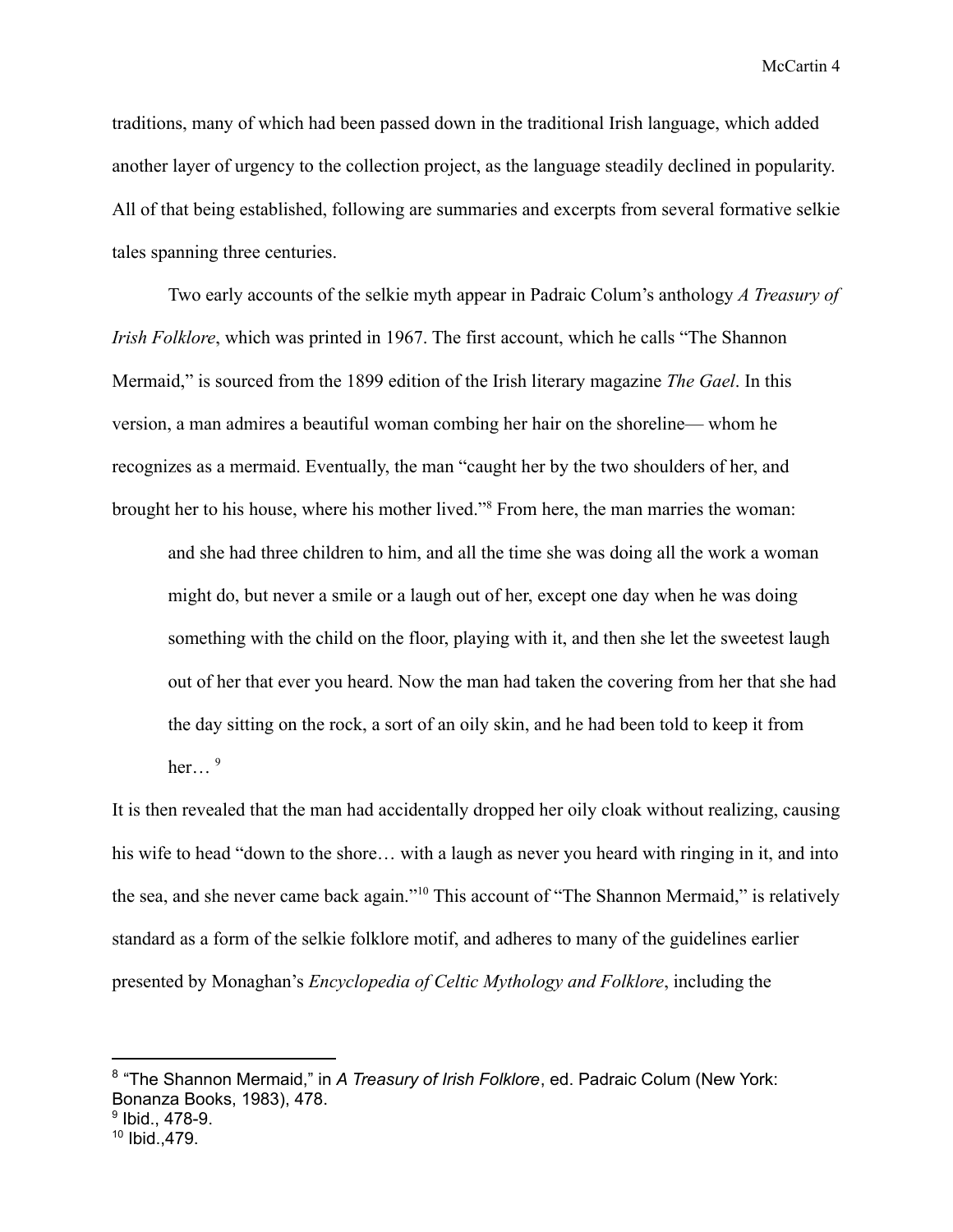traditions, many of which had been passed down in the traditional Irish language, which added another layer of urgency to the collection project, as the language steadily declined in popularity. All of that being established, following are summaries and excerpts from several formative selkie tales spanning three centuries.

Two early accounts of the selkie myth appear in Padraic Colum's anthology *A Treasury of Irish Folklore*, which was printed in 1967. The first account, which he calls "The Shannon Mermaid," is sourced from the 1899 edition of the Irish literary magazine *The Gael*. In this version, a man admires a beautiful woman combing her hair on the shoreline— whom he recognizes as a mermaid. Eventually, the man "caught her by the two shoulders of her, and brought her to his house, where his mother lived."[8] From here, the man marries the woman:

> and she had three children to him, and all the time she was doing all the work a woman might do, but never a smile or a laugh out of her, except one day when he was doing something with the child on the floor, playing with it, and then she let the sweetest laugh out of her that ever you heard. Now the man had taken the covering from her that she had the day sitting on the rock, a sort of an oily skin, and he had been told to keep it from her… [9]

It is then revealed that the man had accidentally dropped her oily cloak without realizing, causing his wife to head "down to the shore… with a laugh as never you heard with ringing in it, and into the sea, and she never came back again."[10] This account of "The Shannon Mermaid," is relatively standard as a form of the selkie folklore motif, and adheres to many of the guidelines earlier presented by Monaghan's *Encyclopedia of Celtic Mythology and Folklore*, including the

---

[8] "The Shannon Mermaid," in *A Treasury of Irish Folklore*, ed. Padraic Colum (New York: Bonanza Books, 1983), 478.

[9] Ibid., 478-9.

[10] Ibid.,479.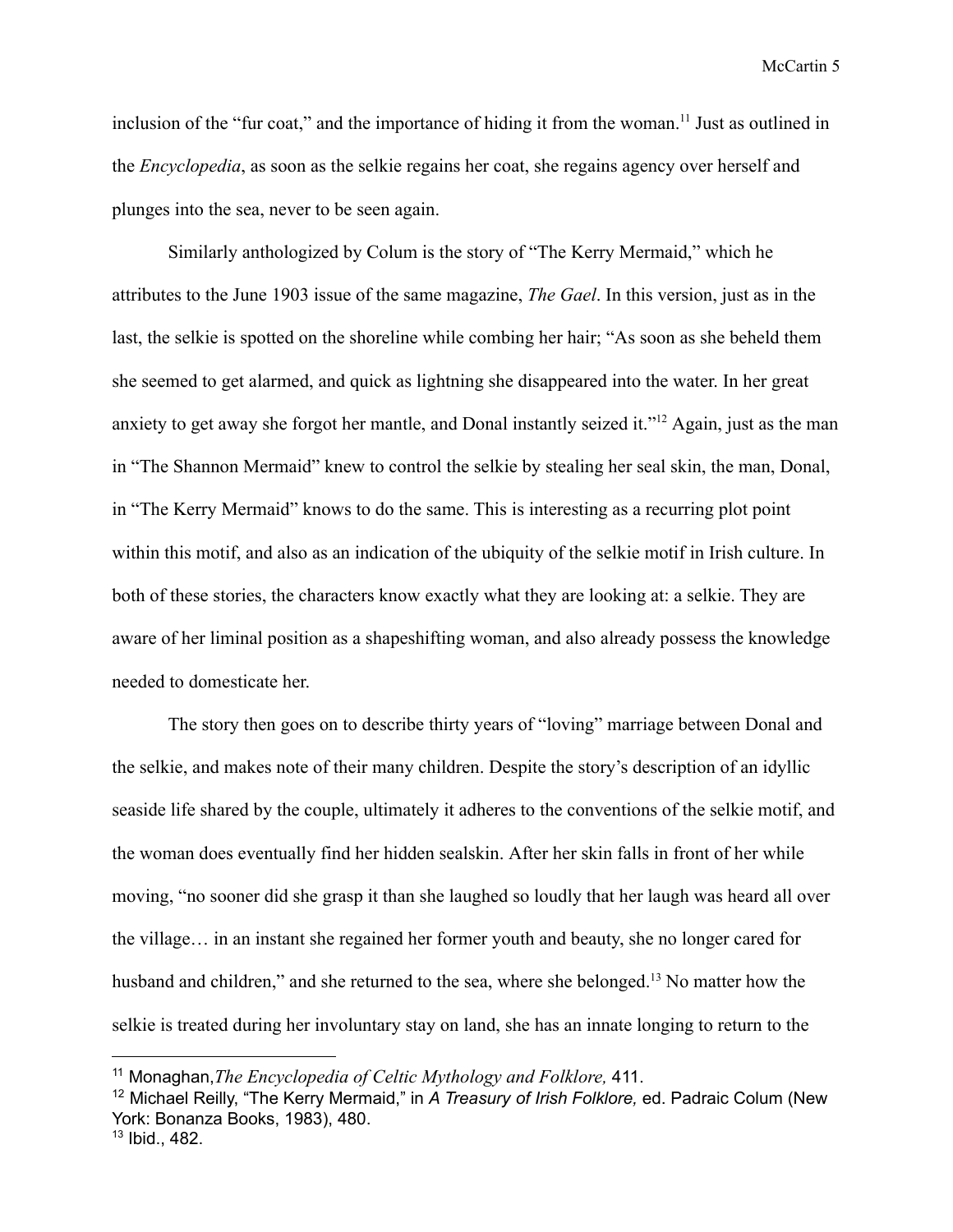inclusion of the "fur coat," and the importance of hiding it from the woman.[11] Just as outlined in the *Encyclopedia*, as soon as the selkie regains her coat, she regains agency over herself and plunges into the sea, never to be seen again.

Similarly anthologized by Colum is the story of "The Kerry Mermaid," which he attributes to the June 1903 issue of the same magazine, *The Gael*. In this version, just as in the last, the selkie is spotted on the shoreline while combing her hair; "As soon as she beheld them she seemed to get alarmed, and quick as lightning she disappeared into the water. In her great anxiety to get away she forgot her mantle, and Donal instantly seized it."[12] Again, just as the man in "The Shannon Mermaid" knew to control the selkie by stealing her seal skin, the man, Donal, in "The Kerry Mermaid" knows to do the same. This is interesting as a recurring plot point within this motif, and also as an indication of the ubiquity of the selkie motif in Irish culture. In both of these stories, the characters know exactly what they are looking at: a selkie. They are aware of her liminal position as a shapeshifting woman, and also already possess the knowledge needed to domesticate her.

The story then goes on to describe thirty years of "loving" marriage between Donal and the selkie, and makes note of their many children. Despite the story's description of an idyllic seaside life shared by the couple, ultimately it adheres to the conventions of the selkie motif, and the woman does eventually find her hidden sealskin. After her skin falls in front of her while moving, "no sooner did she grasp it than she laughed so loudly that her laugh was heard all over the village… in an instant she regained her former youth and beauty, she no longer cared for husband and children," and she returned to the sea, where she belonged.[13] No matter how the selkie is treated during her involuntary stay on land, she has an innate longing to return to the

---

[11] Monaghan, *The Encyclopedia of Celtic Mythology and Folklore,* 411.

[12] Michael Reilly, "The Kerry Mermaid," in *A Treasury of Irish Folklore,* ed. Padraic Colum (New York: Bonanza Books, 1983), 480.

[13] Ibid., 482.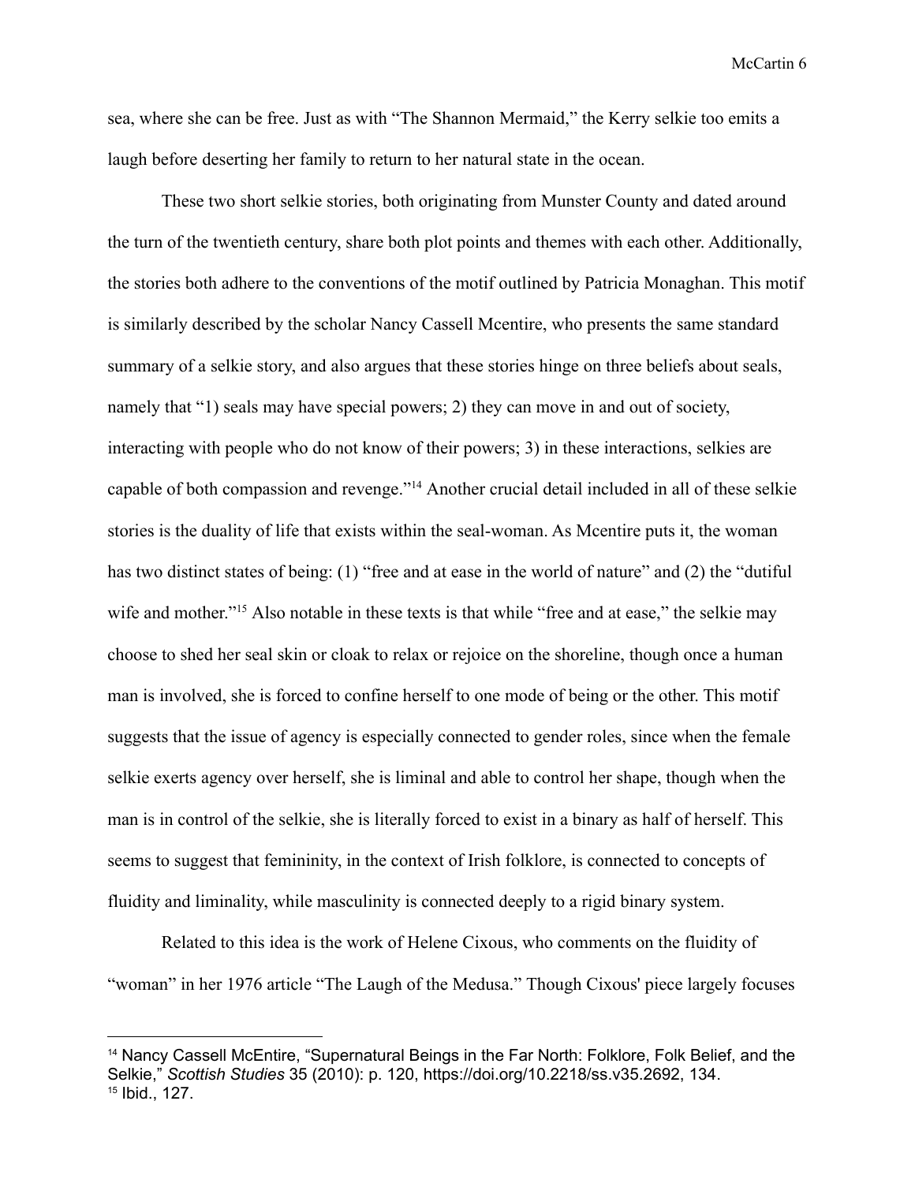sea, where she can be free. Just as with "The Shannon Mermaid," the Kerry selkie too emits a laugh before deserting her family to return to her natural state in the ocean.

These two short selkie stories, both originating from Munster County and dated around the turn of the twentieth century, share both plot points and themes with each other. Additionally, the stories both adhere to the conventions of the motif outlined by Patricia Monaghan. This motif is similarly described by the scholar Nancy Cassell Mcentire, who presents the same standard summary of a selkie story, and also argues that these stories hinge on three beliefs about seals, namely that "1) seals may have special powers; 2) they can move in and out of society, interacting with people who do not know of their powers; 3) in these interactions, selkies are capable of both compassion and revenge."[14] Another crucial detail included in all of these selkie stories is the duality of life that exists within the seal-woman. As Mcentire puts it, the woman has two distinct states of being: (1) "free and at ease in the world of nature" and (2) the "dutiful wife and mother."[15] Also notable in these texts is that while "free and at ease," the selkie may choose to shed her seal skin or cloak to relax or rejoice on the shoreline, though once a human man is involved, she is forced to confine herself to one mode of being or the other. This motif suggests that the issue of agency is especially connected to gender roles, since when the female selkie exerts agency over herself, she is liminal and able to control her shape, though when the man is in control of the selkie, she is literally forced to exist in a binary as half of herself. This seems to suggest that femininity, in the context of Irish folklore, is connected to concepts of fluidity and liminality, while masculinity is connected deeply to a rigid binary system.

Related to this idea is the work of Helene Cixous, who comments on the fluidity of "woman" in her 1976 article "The Laugh of the Medusa." Though Cixous' piece largely focuses

---

[14] Nancy Cassell McEntire, "Supernatural Beings in the Far North: Folklore, Folk Belief, and the Selkie," *Scottish Studies* 35 (2010): p. 120, https://doi.org/10.2218/ss.v35.2692, 134.

[15] Ibid., 127.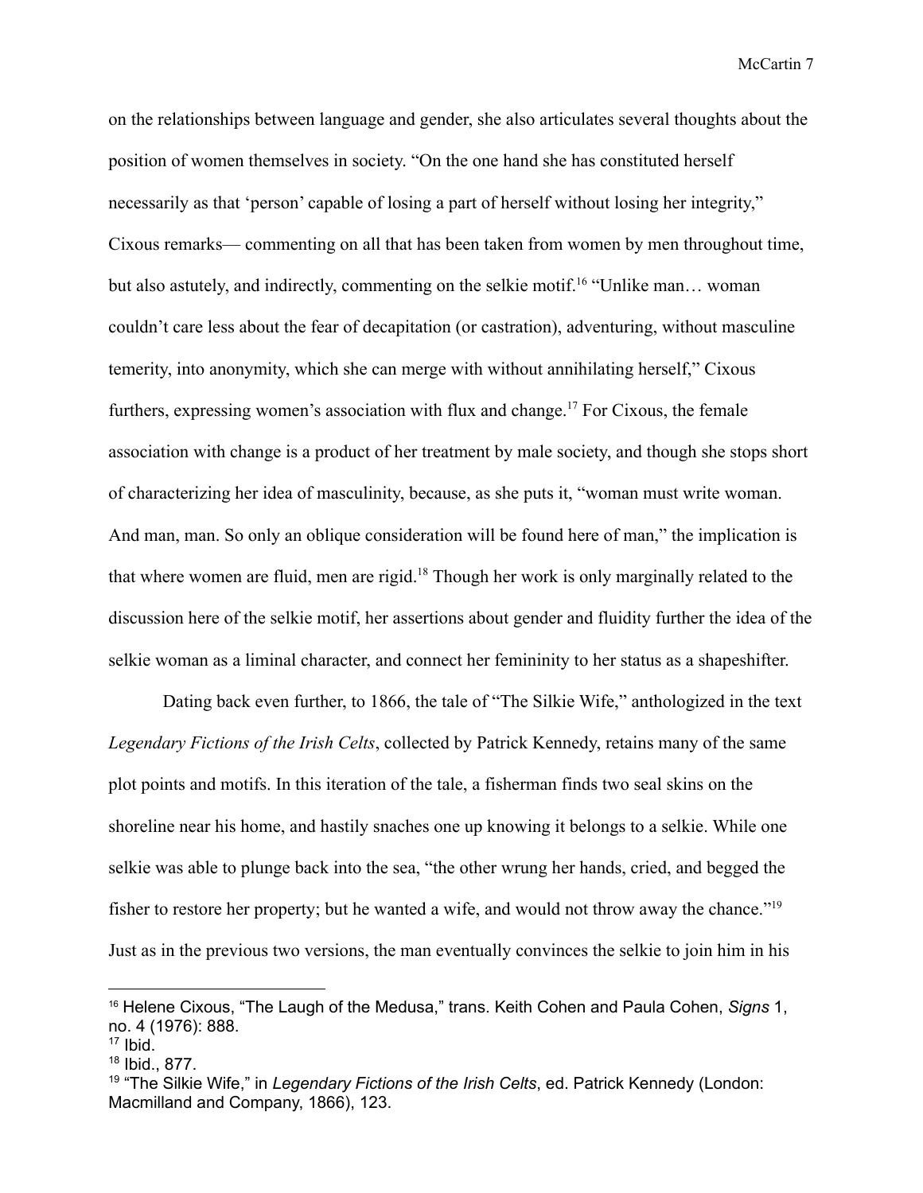on the relationships between language and gender, she also articulates several thoughts about the position of women themselves in society. "On the one hand she has constituted herself necessarily as that 'person' capable of losing a part of herself without losing her integrity," Cixous remarks— commenting on all that has been taken from women by men throughout time, but also astutely, and indirectly, commenting on the selkie motif.[16] "Unlike man… woman couldn't care less about the fear of decapitation (or castration), adventuring, without masculine temerity, into anonymity, which she can merge with without annihilating herself," Cixous furthers, expressing women's association with flux and change.[17] For Cixous, the female association with change is a product of her treatment by male society, and though she stops short of characterizing her idea of masculinity, because, as she puts it, "woman must write woman. And man, man. So only an oblique consideration will be found here of man," the implication is that where women are fluid, men are rigid.[18] Though her work is only marginally related to the discussion here of the selkie motif, her assertions about gender and fluidity further the idea of the selkie woman as a liminal character, and connect her femininity to her status as a shapeshifter.

Dating back even further, to 1866, the tale of "The Silkie Wife," anthologized in the text *Legendary Fictions of the Irish Celts*, collected by Patrick Kennedy, retains many of the same plot points and motifs. In this iteration of the tale, a fisherman finds two seal skins on the shoreline near his home, and hastily snaches one up knowing it belongs to a selkie. While one selkie was able to plunge back into the sea, "the other wrung her hands, cried, and begged the fisher to restore her property; but he wanted a wife, and would not throw away the chance."[19] Just as in the previous two versions, the man eventually convinces the selkie to join him in his

---

[16] Helene Cixous, "The Laugh of the Medusa," trans. Keith Cohen and Paula Cohen, *Signs* 1, no. 4 (1976): 888.
[17] Ibid.
[18] Ibid., 877.
[19] "The Silkie Wife," in *Legendary Fictions of the Irish Celts*, ed. Patrick Kennedy (London: Macmilland and Company, 1866), 123.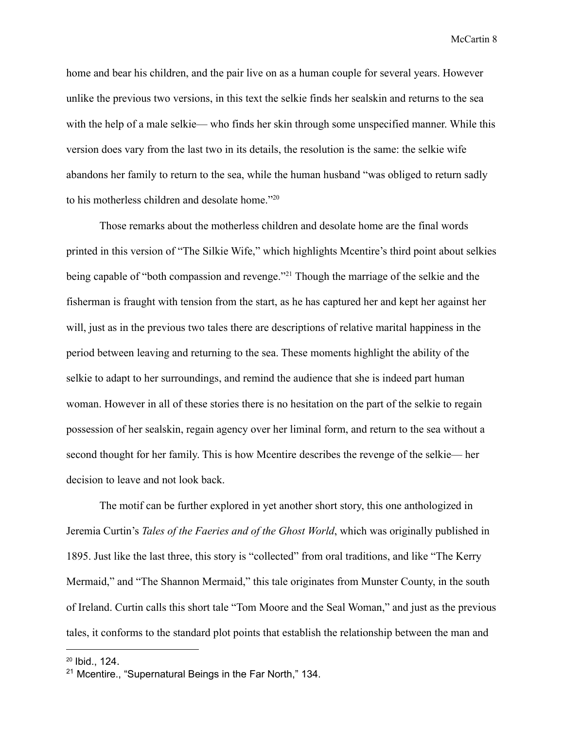home and bear his children, and the pair live on as a human couple for several years. However unlike the previous two versions, in this text the selkie finds her sealskin and returns to the sea with the help of a male selkie— who finds her skin through some unspecified manner. While this version does vary from the last two in its details, the resolution is the same: the selkie wife abandons her family to return to the sea, while the human husband "was obliged to return sadly to his motherless children and desolate home."[20]

Those remarks about the motherless children and desolate home are the final words printed in this version of "The Silkie Wife," which highlights Mcentire's third point about selkies being capable of "both compassion and revenge."[21] Though the marriage of the selkie and the fisherman is fraught with tension from the start, as he has captured her and kept her against her will, just as in the previous two tales there are descriptions of relative marital happiness in the period between leaving and returning to the sea. These moments highlight the ability of the selkie to adapt to her surroundings, and remind the audience that she is indeed part human woman. However in all of these stories there is no hesitation on the part of the selkie to regain possession of her sealskin, regain agency over her liminal form, and return to the sea without a second thought for her family. This is how Mcentire describes the revenge of the selkie— her decision to leave and not look back.

The motif can be further explored in yet another short story, this one anthologized in Jeremia Curtin's *Tales of the Faeries and of the Ghost World*, which was originally published in 1895. Just like the last three, this story is "collected" from oral traditions, and like "The Kerry Mermaid," and "The Shannon Mermaid," this tale originates from Munster County, in the south of Ireland. Curtin calls this short tale "Tom Moore and the Seal Woman," and just as the previous tales, it conforms to the standard plot points that establish the relationship between the man and

---

[20] Ibid., 124.

[21] Mcentire., "Supernatural Beings in the Far North," 134.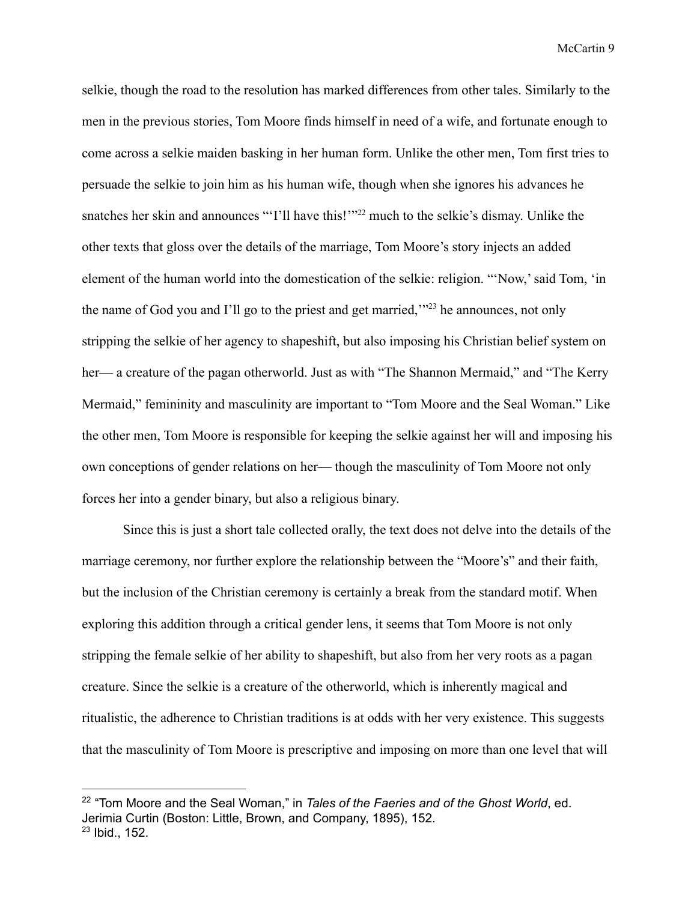selkie, though the road to the resolution has marked differences from other tales. Similarly to the men in the previous stories, Tom Moore finds himself in need of a wife, and fortunate enough to come across a selkie maiden basking in her human form. Unlike the other men, Tom first tries to persuade the selkie to join him as his human wife, though when she ignores his advances he snatches her skin and announces "'I'll have this!'"[22] much to the selkie's dismay. Unlike the other texts that gloss over the details of the marriage, Tom Moore's story injects an added element of the human world into the domestication of the selkie: religion. "'Now,' said Tom, 'in the name of God you and I'll go to the priest and get married,'"[23] he announces, not only stripping the selkie of her agency to shapeshift, but also imposing his Christian belief system on her— a creature of the pagan otherworld. Just as with "The Shannon Mermaid," and "The Kerry Mermaid," femininity and masculinity are important to "Tom Moore and the Seal Woman." Like the other men, Tom Moore is responsible for keeping the selkie against her will and imposing his own conceptions of gender relations on her— though the masculinity of Tom Moore not only forces her into a gender binary, but also a religious binary.

Since this is just a short tale collected orally, the text does not delve into the details of the marriage ceremony, nor further explore the relationship between the "Moore's" and their faith, but the inclusion of the Christian ceremony is certainly a break from the standard motif. When exploring this addition through a critical gender lens, it seems that Tom Moore is not only stripping the female selkie of her ability to shapeshift, but also from her very roots as a pagan creature. Since the selkie is a creature of the otherworld, which is inherently magical and ritualistic, the adherence to Christian traditions is at odds with her very existence. This suggests that the masculinity of Tom Moore is prescriptive and imposing on more than one level that will

---

[22] "Tom Moore and the Seal Woman," in *Tales of the Faeries and of the Ghost World*, ed. Jerimia Curtin (Boston: Little, Brown, and Company, 1895), 152.

[23] Ibid., 152.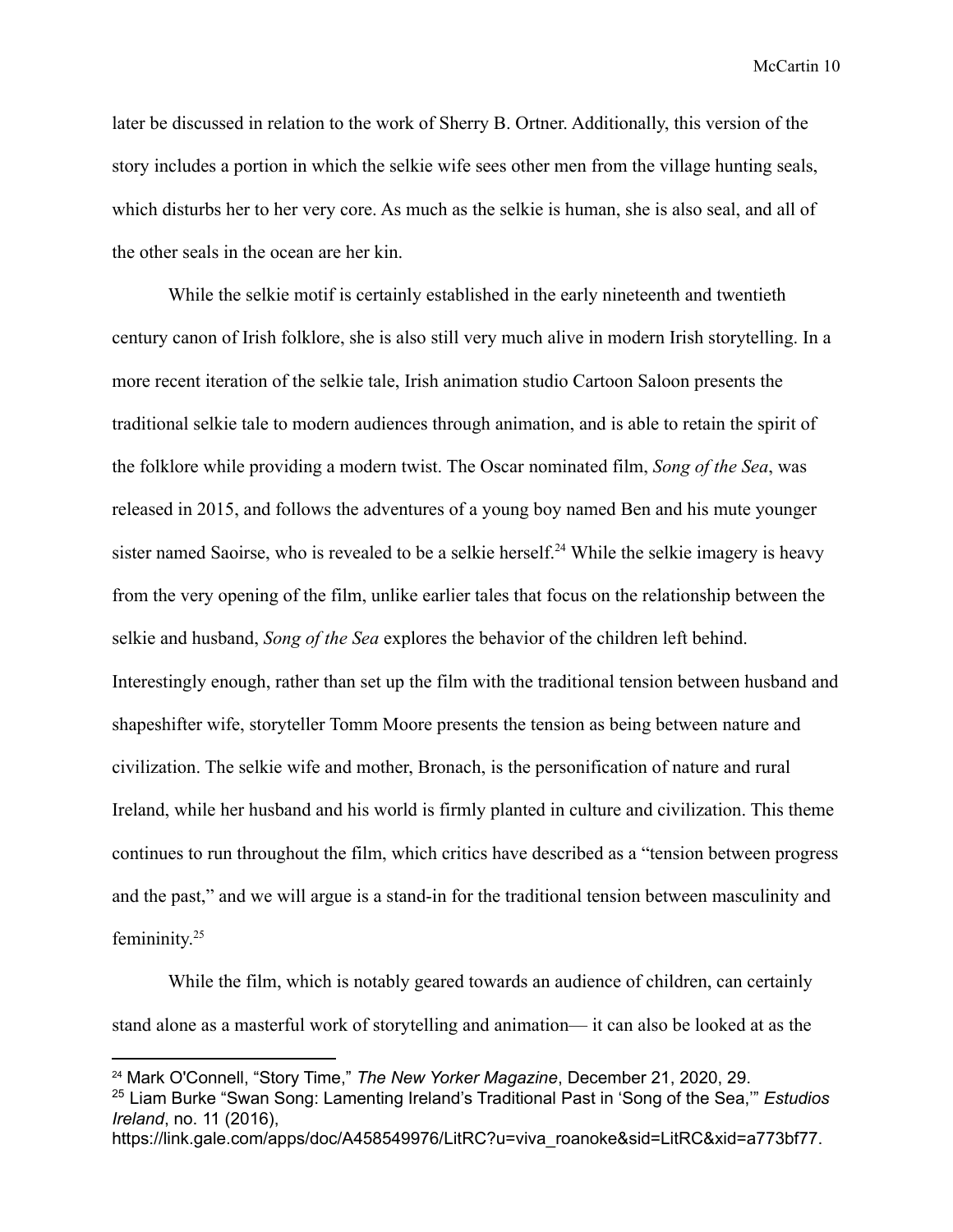later be discussed in relation to the work of Sherry B. Ortner. Additionally, this version of the story includes a portion in which the selkie wife sees other men from the village hunting seals, which disturbs her to her very core. As much as the selkie is human, she is also seal, and all of the other seals in the ocean are her kin.

While the selkie motif is certainly established in the early nineteenth and twentieth century canon of Irish folklore, she is also still very much alive in modern Irish storytelling. In a more recent iteration of the selkie tale, Irish animation studio Cartoon Saloon presents the traditional selkie tale to modern audiences through animation, and is able to retain the spirit of the folklore while providing a modern twist. The Oscar nominated film, *Song of the Sea*, was released in 2015, and follows the adventures of a young boy named Ben and his mute younger sister named Saoirse, who is revealed to be a selkie herself.[24] While the selkie imagery is heavy from the very opening of the film, unlike earlier tales that focus on the relationship between the selkie and husband, *Song of the Sea* explores the behavior of the children left behind. Interestingly enough, rather than set up the film with the traditional tension between husband and shapeshifter wife, storyteller Tomm Moore presents the tension as being between nature and civilization. The selkie wife and mother, Bronach, is the personification of nature and rural Ireland, while her husband and his world is firmly planted in culture and civilization. This theme continues to run throughout the film, which critics have described as a "tension between progress and the past," and we will argue is a stand-in for the traditional tension between masculinity and femininity.[25]

While the film, which is notably geared towards an audience of children, can certainly stand alone as a masterful work of storytelling and animation— it can also be looked at as the

---

[24] Mark O'Connell, "Story Time," *The New Yorker Magazine*, December 21, 2020, 29.

[25] Liam Burke "Swan Song: Lamenting Ireland's Traditional Past in 'Song of the Sea,'" *Estudios Ireland*, no. 11 (2016), https://link.gale.com/apps/doc/A458549976/LitRC?u=viva_roanoke&sid=LitRC&xid=a773bf77.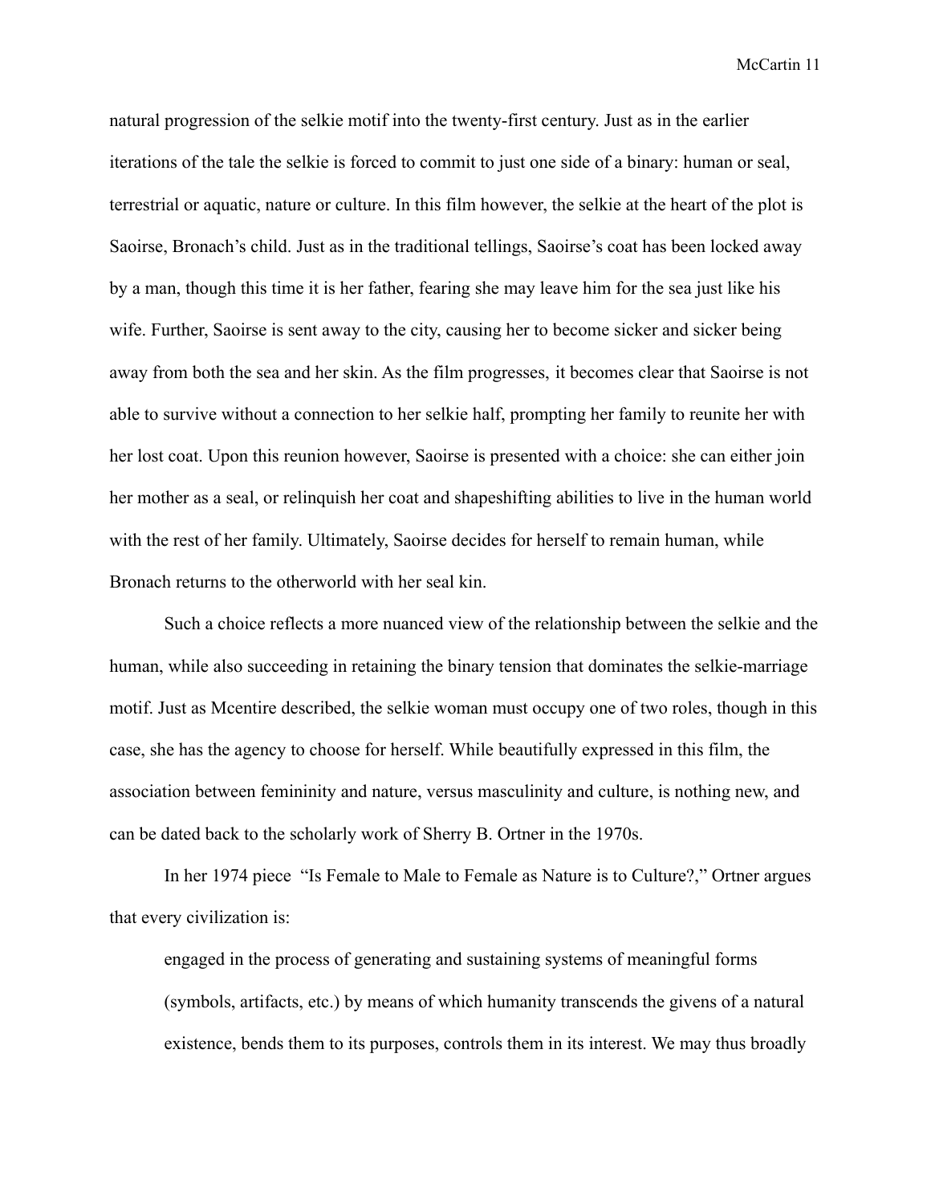natural progression of the selkie motif into the twenty-first century. Just as in the earlier iterations of the tale the selkie is forced to commit to just one side of a binary: human or seal, terrestrial or aquatic, nature or culture. In this film however, the selkie at the heart of the plot is Saoirse, Bronach's child. Just as in the traditional tellings, Saoirse's coat has been locked away by a man, though this time it is her father, fearing she may leave him for the sea just like his wife. Further, Saoirse is sent away to the city, causing her to become sicker and sicker being away from both the sea and her skin. As the film progresses, it becomes clear that Saoirse is not able to survive without a connection to her selkie half, prompting her family to reunite her with her lost coat. Upon this reunion however, Saoirse is presented with a choice: she can either join her mother as a seal, or relinquish her coat and shapeshifting abilities to live in the human world with the rest of her family. Ultimately, Saoirse decides for herself to remain human, while Bronach returns to the otherworld with her seal kin.

Such a choice reflects a more nuanced view of the relationship between the selkie and the human, while also succeeding in retaining the binary tension that dominates the selkie-marriage motif. Just as Mcentire described, the selkie woman must occupy one of two roles, though in this case, she has the agency to choose for herself. While beautifully expressed in this film, the association between femininity and nature, versus masculinity and culture, is nothing new, and can be dated back to the scholarly work of Sherry B. Ortner in the 1970s.

In her 1974 piece "Is Female to Male to Female as Nature is to Culture?," Ortner argues that every civilization is:

> engaged in the process of generating and sustaining systems of meaningful forms (symbols, artifacts, etc.) by means of which humanity transcends the givens of a natural existence, bends them to its purposes, controls them in its interest. We may thus broadly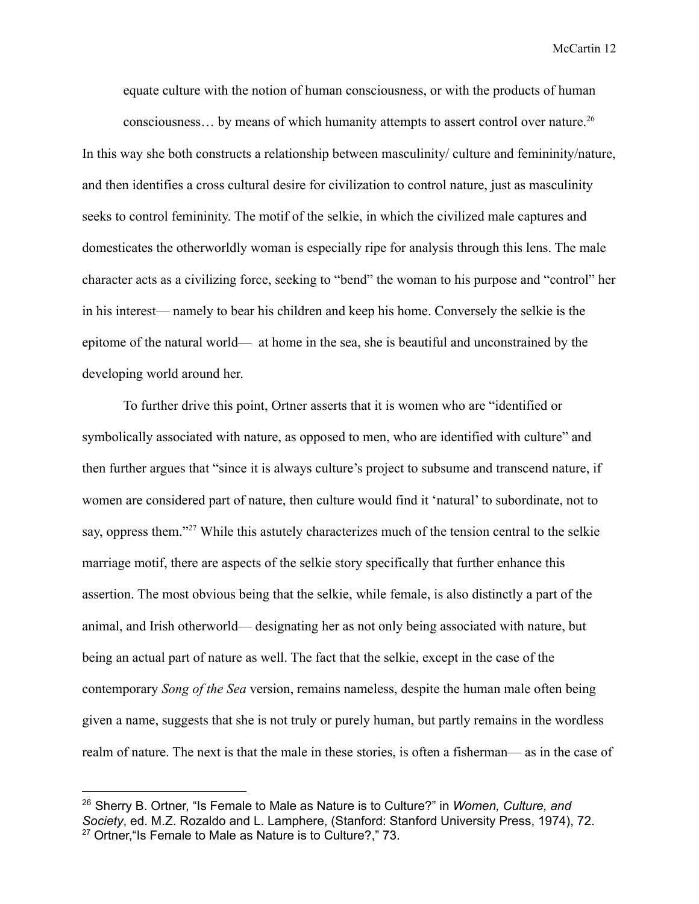> equate culture with the notion of human consciousness, or with the products of human consciousness… by means of which humanity attempts to assert control over nature.[26]

In this way she both constructs a relationship between masculinity/ culture and femininity/nature, and then identifies a cross cultural desire for civilization to control nature, just as masculinity seeks to control femininity. The motif of the selkie, in which the civilized male captures and domesticates the otherworldly woman is especially ripe for analysis through this lens. The male character acts as a civilizing force, seeking to "bend" the woman to his purpose and "control" her in his interest— namely to bear his children and keep his home. Conversely the selkie is the epitome of the natural world— at home in the sea, she is beautiful and unconstrained by the developing world around her.

To further drive this point, Ortner asserts that it is women who are "identified or symbolically associated with nature, as opposed to men, who are identified with culture" and then further argues that "since it is always culture's project to subsume and transcend nature, if women are considered part of nature, then culture would find it 'natural' to subordinate, not to say, oppress them."[27] While this astutely characterizes much of the tension central to the selkie marriage motif, there are aspects of the selkie story specifically that further enhance this assertion. The most obvious being that the selkie, while female, is also distinctly a part of the animal, and Irish otherworld— designating her as not only being associated with nature, but being an actual part of nature as well. The fact that the selkie, except in the case of the contemporary *Song of the Sea* version, remains nameless, despite the human male often being given a name, suggests that she is not truly or purely human, but partly remains in the wordless realm of nature. The next is that the male in these stories, is often a fisherman— as in the case of

---

[26] Sherry B. Ortner, "Is Female to Male as Nature is to Culture?" in *Women, Culture, and Society*, ed. M.Z. Rozaldo and L. Lamphere, (Stanford: Stanford University Press, 1974), 72.

[27] Ortner,"Is Female to Male as Nature is to Culture?," 73.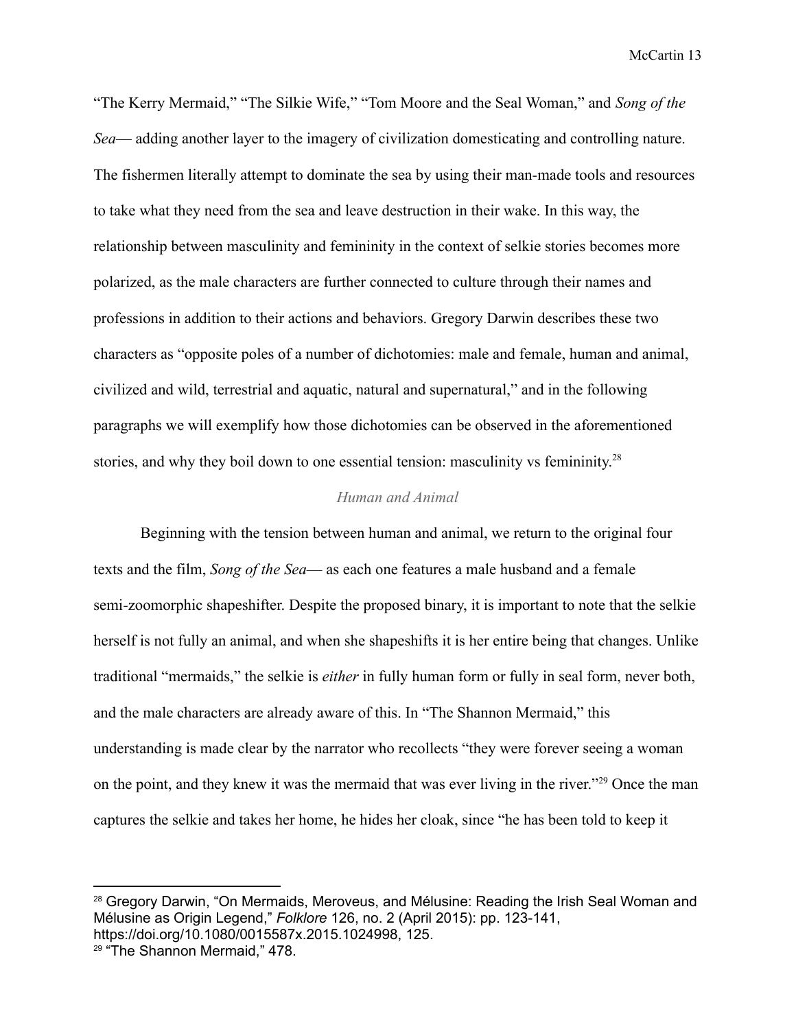"The Kerry Mermaid," "The Silkie Wife," "Tom Moore and the Seal Woman," and *Song of the Sea*— adding another layer to the imagery of civilization domesticating and controlling nature. The fishermen literally attempt to dominate the sea by using their man-made tools and resources to take what they need from the sea and leave destruction in their wake. In this way, the relationship between masculinity and femininity in the context of selkie stories becomes more polarized, as the male characters are further connected to culture through their names and professions in addition to their actions and behaviors. Gregory Darwin describes these two characters as "opposite poles of a number of dichotomies: male and female, human and animal, civilized and wild, terrestrial and aquatic, natural and supernatural," and in the following paragraphs we will exemplify how those dichotomies can be observed in the aforementioned stories, and why they boil down to one essential tension: masculinity vs femininity.[28]

### *Human and Animal*

Beginning with the tension between human and animal, we return to the original four texts and the film, *Song of the Sea*— as each one features a male husband and a female semi-zoomorphic shapeshifter. Despite the proposed binary, it is important to note that the selkie herself is not fully an animal, and when she shapeshifts it is her entire being that changes. Unlike traditional "mermaids," the selkie is *either* in fully human form or fully in seal form, never both, and the male characters are already aware of this. In "The Shannon Mermaid," this understanding is made clear by the narrator who recollects "they were forever seeing a woman on the point, and they knew it was the mermaid that was ever living in the river."[29] Once the man captures the selkie and takes her home, he hides her cloak, since "he has been told to keep it

---

[28] Gregory Darwin, "On Mermaids, Meroveus, and Mélusine: Reading the Irish Seal Woman and Mélusine as Origin Legend," *Folklore* 126, no. 2 (April 2015): pp. 123-141, https://doi.org/10.1080/0015587x.2015.1024998, 125.

[29] "The Shannon Mermaid," 478.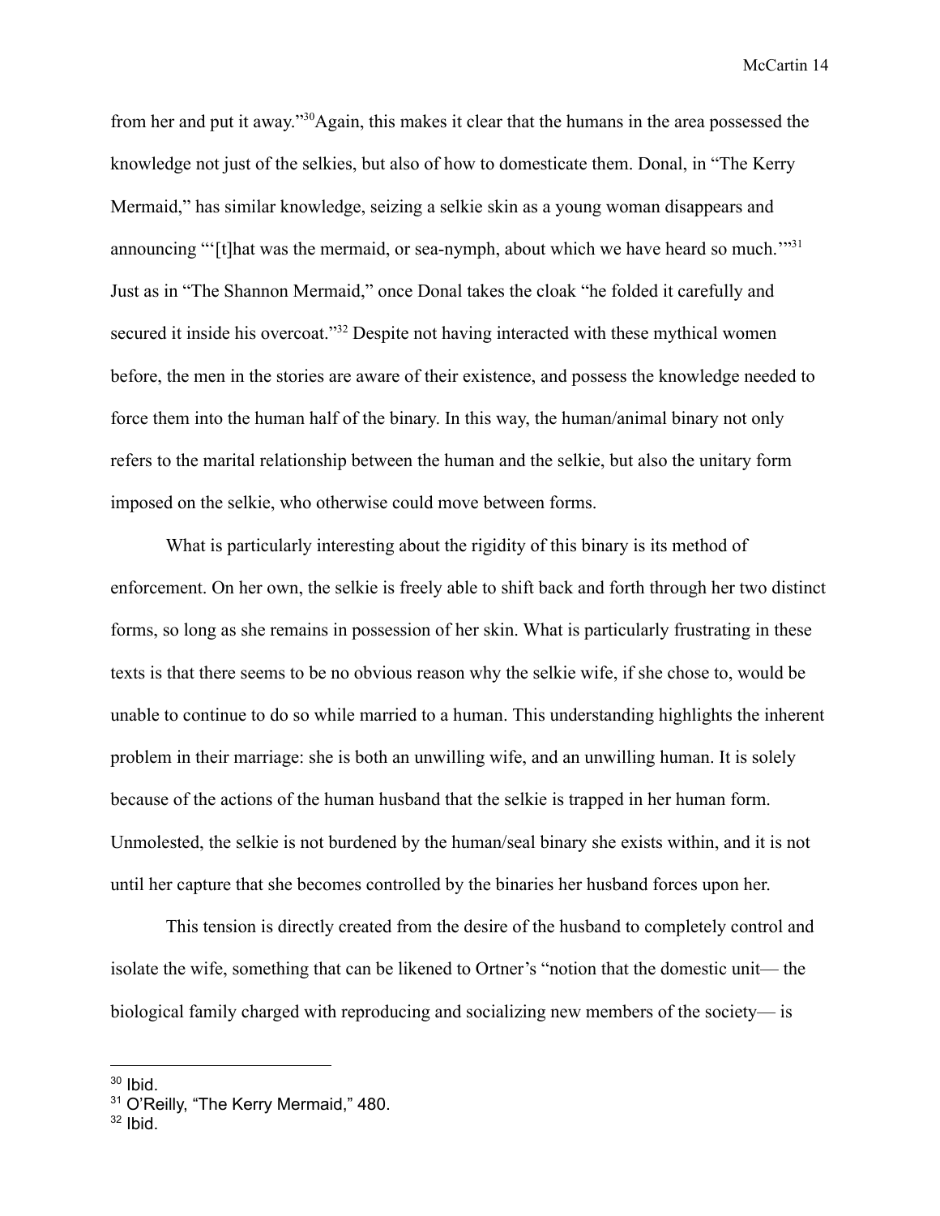from her and put it away."[30]Again, this makes it clear that the humans in the area possessed the knowledge not just of the selkies, but also of how to domesticate them. Donal, in "The Kerry Mermaid," has similar knowledge, seizing a selkie skin as a young woman disappears and announcing "'[t]hat was the mermaid, or sea-nymph, about which we have heard so much.'"[31] Just as in "The Shannon Mermaid," once Donal takes the cloak "he folded it carefully and secured it inside his overcoat."[32] Despite not having interacted with these mythical women before, the men in the stories are aware of their existence, and possess the knowledge needed to force them into the human half of the binary. In this way, the human/animal binary not only refers to the marital relationship between the human and the selkie, but also the unitary form imposed on the selkie, who otherwise could move between forms.

What is particularly interesting about the rigidity of this binary is its method of enforcement. On her own, the selkie is freely able to shift back and forth through her two distinct forms, so long as she remains in possession of her skin. What is particularly frustrating in these texts is that there seems to be no obvious reason why the selkie wife, if she chose to, would be unable to continue to do so while married to a human. This understanding highlights the inherent problem in their marriage: she is both an unwilling wife, and an unwilling human. It is solely because of the actions of the human husband that the selkie is trapped in her human form. Unmolested, the selkie is not burdened by the human/seal binary she exists within, and it is not until her capture that she becomes controlled by the binaries her husband forces upon her.

This tension is directly created from the desire of the husband to completely control and isolate the wife, something that can be likened to Ortner's "notion that the domestic unit— the biological family charged with reproducing and socializing new members of the society— is

---

[30] Ibid.

[31] O'Reilly, "The Kerry Mermaid," 480.

[32] Ibid.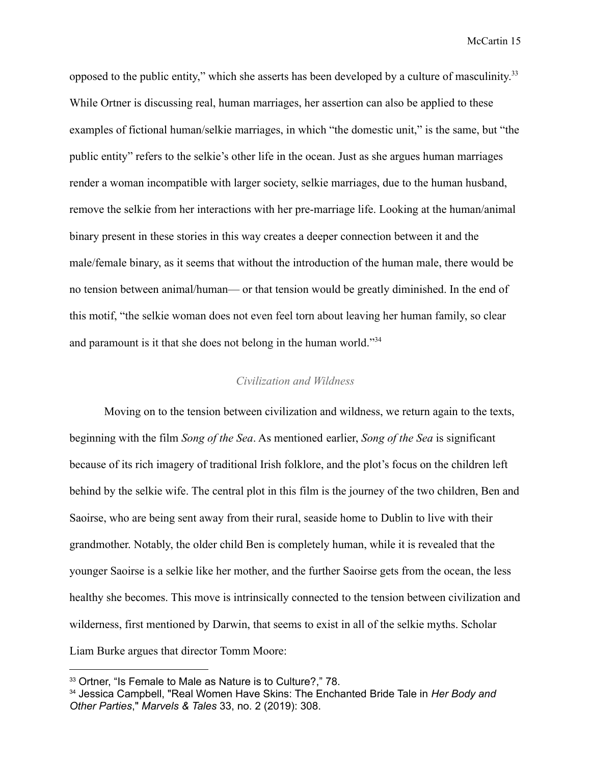opposed to the public entity," which she asserts has been developed by a culture of masculinity.[33] While Ortner is discussing real, human marriages, her assertion can also be applied to these examples of fictional human/selkie marriages, in which "the domestic unit," is the same, but "the public entity" refers to the selkie's other life in the ocean. Just as she argues human marriages render a woman incompatible with larger society, selkie marriages, due to the human husband, remove the selkie from her interactions with her pre-marriage life. Looking at the human/animal binary present in these stories in this way creates a deeper connection between it and the male/female binary, as it seems that without the introduction of the human male, there would be no tension between animal/human— or that tension would be greatly diminished. In the end of this motif, "the selkie woman does not even feel torn about leaving her human family, so clear and paramount is it that she does not belong in the human world."[34]

### *Civilization and Wildness*

Moving on to the tension between civilization and wildness, we return again to the texts, beginning with the film *Song of the Sea*. As mentioned earlier, *Song of the Sea* is significant because of its rich imagery of traditional Irish folklore, and the plot's focus on the children left behind by the selkie wife. The central plot in this film is the journey of the two children, Ben and Saoirse, who are being sent away from their rural, seaside home to Dublin to live with their grandmother. Notably, the older child Ben is completely human, while it is revealed that the younger Saoirse is a selkie like her mother, and the further Saoirse gets from the ocean, the less healthy she becomes. This move is intrinsically connected to the tension between civilization and wilderness, first mentioned by Darwin, that seems to exist in all of the selkie myths. Scholar Liam Burke argues that director Tomm Moore:

---

[33] Ortner, "Is Female to Male as Nature is to Culture?," 78.

[34] Jessica Campbell, "Real Women Have Skins: The Enchanted Bride Tale in *Her Body and Other Parties*," *Marvels & Tales* 33, no. 2 (2019): 308.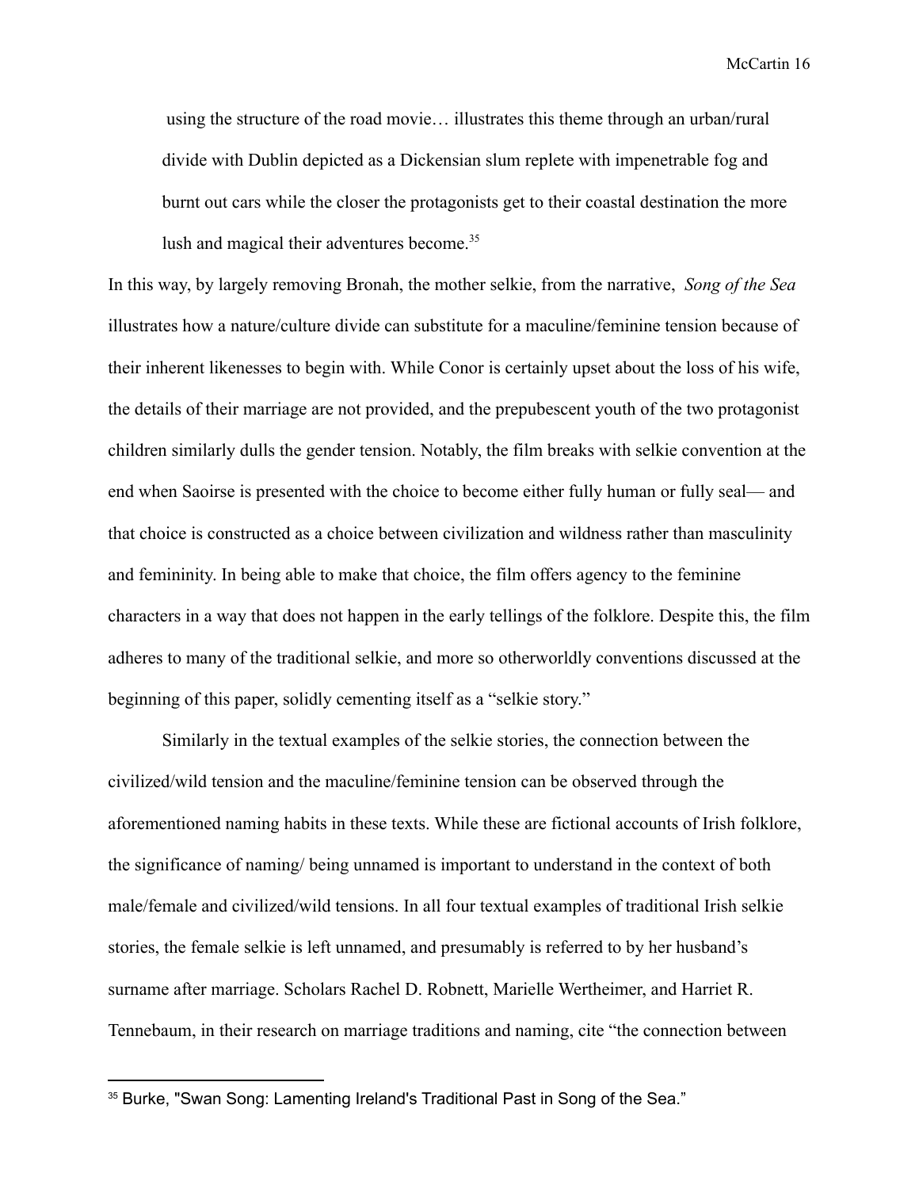> using the structure of the road movie… illustrates this theme through an urban/rural divide with Dublin depicted as a Dickensian slum replete with impenetrable fog and burnt out cars while the closer the protagonists get to their coastal destination the more lush and magical their adventures become.[35]

In this way, by largely removing Bronah, the mother selkie, from the narrative, *Song of the Sea* illustrates how a nature/culture divide can substitute for a maculine/feminine tension because of their inherent likenesses to begin with. While Conor is certainly upset about the loss of his wife, the details of their marriage are not provided, and the prepubescent youth of the two protagonist children similarly dulls the gender tension. Notably, the film breaks with selkie convention at the end when Saoirse is presented with the choice to become either fully human or fully seal— and that choice is constructed as a choice between civilization and wildness rather than masculinity and femininity. In being able to make that choice, the film offers agency to the feminine characters in a way that does not happen in the early tellings of the folklore. Despite this, the film adheres to many of the traditional selkie, and more so otherworldly conventions discussed at the beginning of this paper, solidly cementing itself as a "selkie story."

Similarly in the textual examples of the selkie stories, the connection between the civilized/wild tension and the maculine/feminine tension can be observed through the aforementioned naming habits in these texts. While these are fictional accounts of Irish folklore, the significance of naming/ being unnamed is important to understand in the context of both male/female and civilized/wild tensions. In all four textual examples of traditional Irish selkie stories, the female selkie is left unnamed, and presumably is referred to by her husband's surname after marriage. Scholars Rachel D. Robnett, Marielle Wertheimer, and Harriet R. Tennebaum, in their research on marriage traditions and naming, cite "the connection between

---

[35] Burke, "Swan Song: Lamenting Ireland's Traditional Past in Song of the Sea."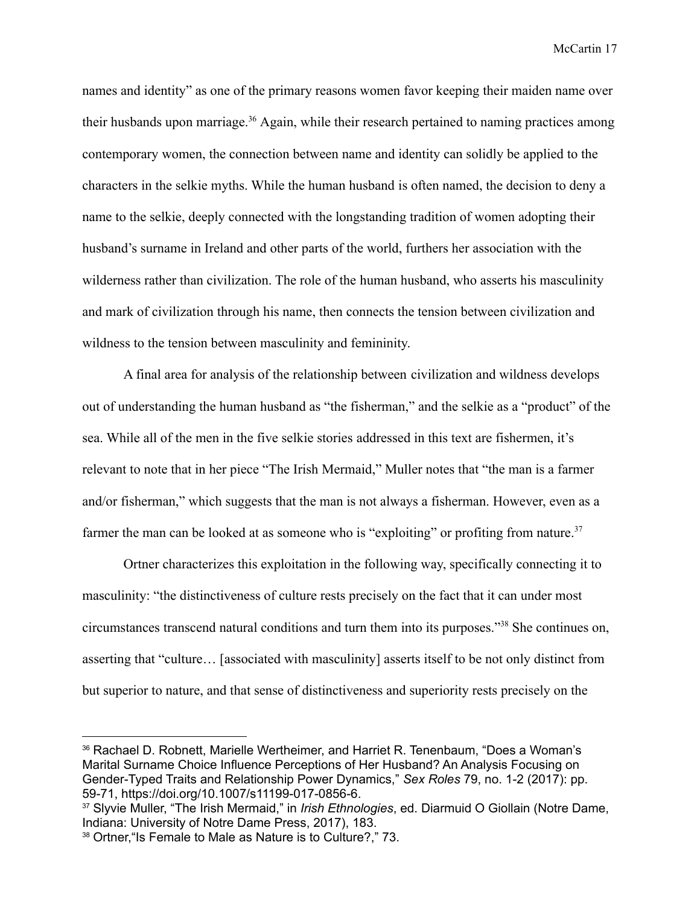names and identity" as one of the primary reasons women favor keeping their maiden name over their husbands upon marriage.[36] Again, while their research pertained to naming practices among contemporary women, the connection between name and identity can solidly be applied to the characters in the selkie myths. While the human husband is often named, the decision to deny a name to the selkie, deeply connected with the longstanding tradition of women adopting their husband's surname in Ireland and other parts of the world, furthers her association with the wilderness rather than civilization. The role of the human husband, who asserts his masculinity and mark of civilization through his name, then connects the tension between civilization and wildness to the tension between masculinity and femininity.

A final area for analysis of the relationship between civilization and wildness develops out of understanding the human husband as "the fisherman," and the selkie as a "product" of the sea. While all of the men in the five selkie stories addressed in this text are fishermen, it's relevant to note that in her piece "The Irish Mermaid," Muller notes that "the man is a farmer and/or fisherman," which suggests that the man is not always a fisherman. However, even as a farmer the man can be looked at as someone who is "exploiting" or profiting from nature.[37]

Ortner characterizes this exploitation in the following way, specifically connecting it to masculinity: "the distinctiveness of culture rests precisely on the fact that it can under most circumstances transcend natural conditions and turn them into its purposes."[38] She continues on, asserting that "culture… [associated with masculinity] asserts itself to be not only distinct from but superior to nature, and that sense of distinctiveness and superiority rests precisely on the

---

[36] Rachael D. Robnett, Marielle Wertheimer, and Harriet R. Tenenbaum, "Does a Woman's Marital Surname Choice Influence Perceptions of Her Husband? An Analysis Focusing on Gender-Typed Traits and Relationship Power Dynamics," *Sex Roles* 79, no. 1-2 (2017): pp. 59-71, https://doi.org/10.1007/s11199-017-0856-6.

[37] Slyvie Muller, "The Irish Mermaid," in *Irish Ethnologies*, ed. Diarmuid O Giollain (Notre Dame, Indiana: University of Notre Dame Press, 2017), 183.

[38] Ortner,"Is Female to Male as Nature is to Culture?," 73.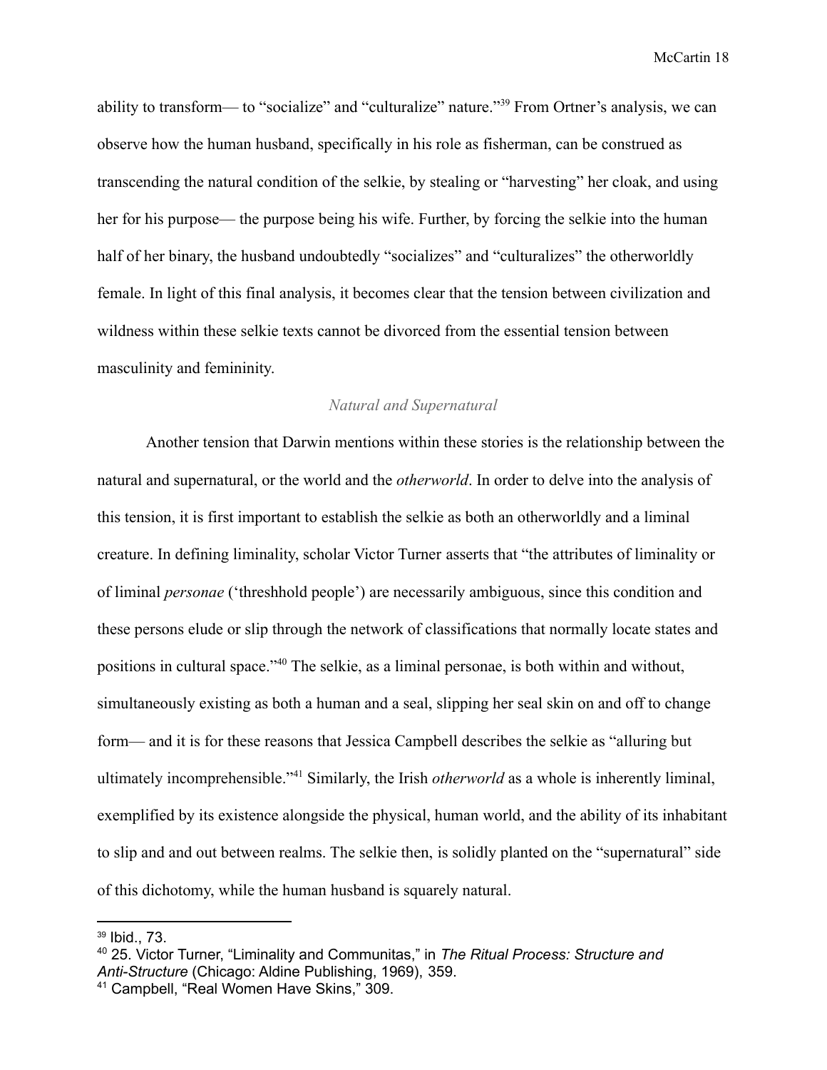ability to transform— to "socialize" and "culturalize" nature."[39] From Ortner's analysis, we can observe how the human husband, specifically in his role as fisherman, can be construed as transcending the natural condition of the selkie, by stealing or "harvesting" her cloak, and using her for his purpose— the purpose being his wife. Further, by forcing the selkie into the human half of her binary, the husband undoubtedly "socializes" and "culturalizes" the otherworldly female. In light of this final analysis, it becomes clear that the tension between civilization and wildness within these selkie texts cannot be divorced from the essential tension between masculinity and femininity.

### *Natural and Supernatural*

Another tension that Darwin mentions within these stories is the relationship between the natural and supernatural, or the world and the *otherworld*. In order to delve into the analysis of this tension, it is first important to establish the selkie as both an otherworldly and a liminal creature. In defining liminality, scholar Victor Turner asserts that "the attributes of liminality or of liminal *personae* ('threshhold people') are necessarily ambiguous, since this condition and these persons elude or slip through the network of classifications that normally locate states and positions in cultural space."[40] The selkie, as a liminal personae, is both within and without, simultaneously existing as both a human and a seal, slipping her seal skin on and off to change form— and it is for these reasons that Jessica Campbell describes the selkie as "alluring but ultimately incomprehensible."[41] Similarly, the Irish *otherworld* as a whole is inherently liminal, exemplified by its existence alongside the physical, human world, and the ability of its inhabitant to slip and and out between realms. The selkie then, is solidly planted on the "supernatural" side of this dichotomy, while the human husband is squarely natural.

---

[39] Ibid., 73.

[40] 25. Victor Turner, "Liminality and Communitas," in *The Ritual Process: Structure and Anti-Structure* (Chicago: Aldine Publishing, 1969), 359.

[41] Campbell, "Real Women Have Skins," 309.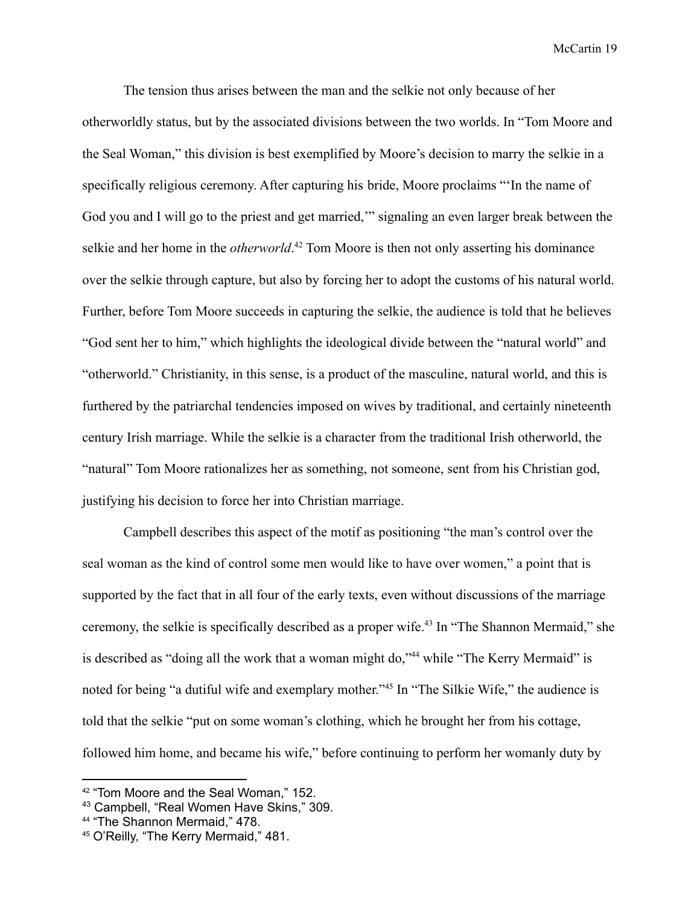The tension thus arises between the man and the selkie not only because of her otherworldly status, but by the associated divisions between the two worlds. In "Tom Moore and the Seal Woman," this division is best exemplified by Moore's decision to marry the selkie in a specifically religious ceremony. After capturing his bride, Moore proclaims "'In the name of God you and I will go to the priest and get married,'" signaling an even larger break between the selkie and her home in the *otherworld*.[42] Tom Moore is then not only asserting his dominance over the selkie through capture, but also by forcing her to adopt the customs of his natural world. Further, before Tom Moore succeeds in capturing the selkie, the audience is told that he believes "God sent her to him," which highlights the ideological divide between the "natural world" and "otherworld." Christianity, in this sense, is a product of the masculine, natural world, and this is furthered by the patriarchal tendencies imposed on wives by traditional, and certainly nineteenth century Irish marriage. While the selkie is a character from the traditional Irish otherworld, the "natural" Tom Moore rationalizes her as something, not someone, sent from his Christian god, justifying his decision to force her into Christian marriage.

Campbell describes this aspect of the motif as positioning "the man's control over the seal woman as the kind of control some men would like to have over women," a point that is supported by the fact that in all four of the early texts, even without discussions of the marriage ceremony, the selkie is specifically described as a proper wife.[43] In "The Shannon Mermaid," she is described as "doing all the work that a woman might do,"[44] while "The Kerry Mermaid" is noted for being "a dutiful wife and exemplary mother."[45] In "The Silkie Wife," the audience is told that the selkie "put on some woman's clothing, which he brought her from his cottage, followed him home, and became his wife," before continuing to perform her womanly duty by

---

[42] "Tom Moore and the Seal Woman," 152.

[43] Campbell, "Real Women Have Skins," 309.

[44] "The Shannon Mermaid," 478.

[45] O'Reilly, "The Kerry Mermaid," 481.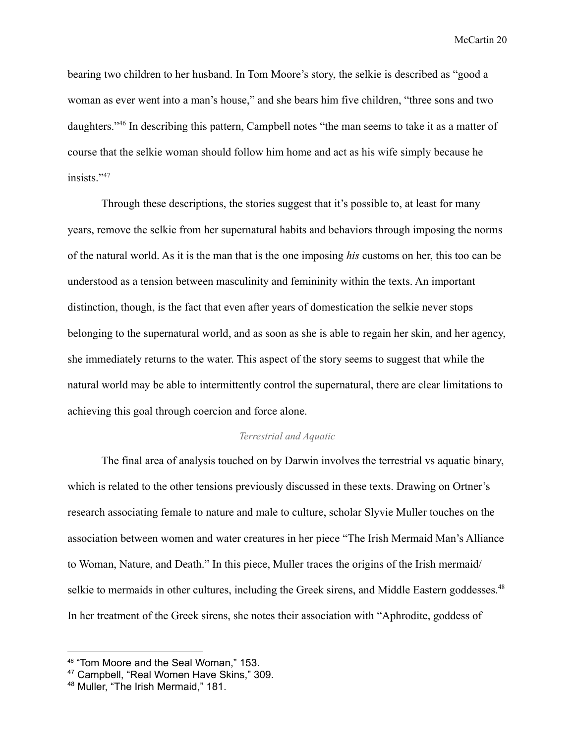bearing two children to her husband. In Tom Moore's story, the selkie is described as "good a woman as ever went into a man's house," and she bears him five children, "three sons and two daughters."[46] In describing this pattern, Campbell notes "the man seems to take it as a matter of course that the selkie woman should follow him home and act as his wife simply because he insists."[47]

Through these descriptions, the stories suggest that it's possible to, at least for many years, remove the selkie from her supernatural habits and behaviors through imposing the norms of the natural world. As it is the man that is the one imposing *his* customs on her, this too can be understood as a tension between masculinity and femininity within the texts. An important distinction, though, is the fact that even after years of domestication the selkie never stops belonging to the supernatural world, and as soon as she is able to regain her skin, and her agency, she immediately returns to the water. This aspect of the story seems to suggest that while the natural world may be able to intermittently control the supernatural, there are clear limitations to achieving this goal through coercion and force alone.

### *Terrestrial and Aquatic*

The final area of analysis touched on by Darwin involves the terrestrial vs aquatic binary, which is related to the other tensions previously discussed in these texts. Drawing on Ortner's research associating female to nature and male to culture, scholar Slyvie Muller touches on the association between women and water creatures in her piece "The Irish Mermaid Man's Alliance to Woman, Nature, and Death." In this piece, Muller traces the origins of the Irish mermaid/ selkie to mermaids in other cultures, including the Greek sirens, and Middle Eastern goddesses.[48] In her treatment of the Greek sirens, she notes their association with "Aphrodite, goddess of

---

[46] "Tom Moore and the Seal Woman," 153.

[47] Campbell, "Real Women Have Skins," 309.

[48] Muller, "The Irish Mermaid," 181.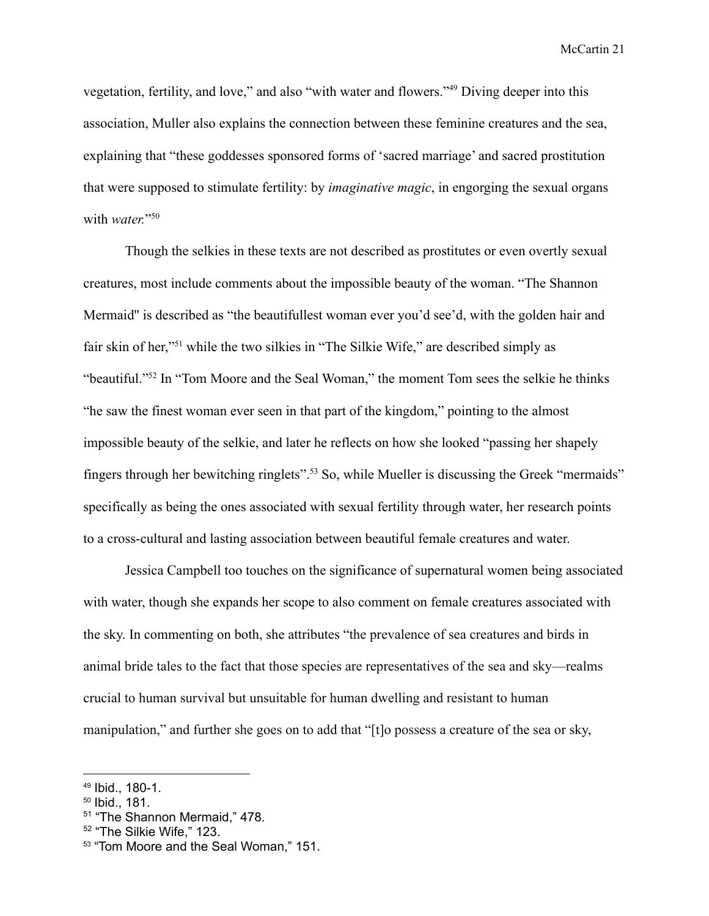vegetation, fertility, and love," and also "with water and flowers."[49] Diving deeper into this association, Muller also explains the connection between these feminine creatures and the sea, explaining that "these goddesses sponsored forms of 'sacred marriage' and sacred prostitution that were supposed to stimulate fertility: by *imaginative magic*, in engorging the sexual organs with *water.*"[50]

Though the selkies in these texts are not described as prostitutes or even overtly sexual creatures, most include comments about the impossible beauty of the woman. "The Shannon Mermaid" is described as "the beautifullest woman ever you'd see'd, with the golden hair and fair skin of her,"[51] while the two silkies in "The Silkie Wife," are described simply as "beautiful."[52] In "Tom Moore and the Seal Woman," the moment Tom sees the selkie he thinks "he saw the finest woman ever seen in that part of the kingdom," pointing to the almost impossible beauty of the selkie, and later he reflects on how she looked "passing her shapely fingers through her bewitching ringlets".[53] So, while Mueller is discussing the Greek "mermaids" specifically as being the ones associated with sexual fertility through water, her research points to a cross-cultural and lasting association between beautiful female creatures and water.

Jessica Campbell too touches on the significance of supernatural women being associated with water, though she expands her scope to also comment on female creatures associated with the sky. In commenting on both, she attributes "the prevalence of sea creatures and birds in animal bride tales to the fact that those species are representatives of the sea and sky—realms crucial to human survival but unsuitable for human dwelling and resistant to human manipulation," and further she goes on to add that "[t]o possess a creature of the sea or sky,

---

[49] Ibid., 180-1.

[50] Ibid., 181.

[51] "The Shannon Mermaid," 478.

[52] "The Silkie Wife," 123.

[53] "Tom Moore and the Seal Woman," 151.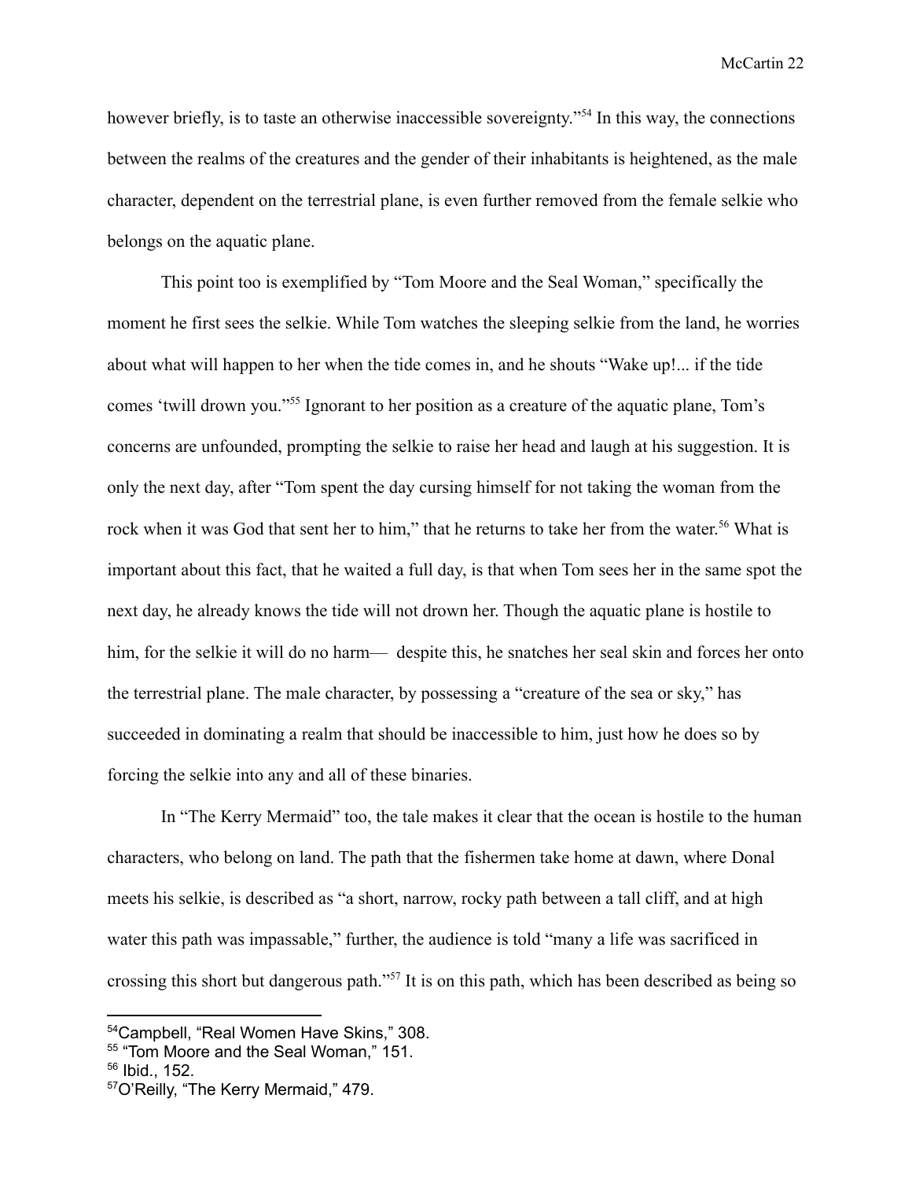however briefly, is to taste an otherwise inaccessible sovereignty."[54] In this way, the connections between the realms of the creatures and the gender of their inhabitants is heightened, as the male character, dependent on the terrestrial plane, is even further removed from the female selkie who belongs on the aquatic plane.

This point too is exemplified by "Tom Moore and the Seal Woman," specifically the moment he first sees the selkie. While Tom watches the sleeping selkie from the land, he worries about what will happen to her when the tide comes in, and he shouts "Wake up!... if the tide comes 'twill drown you."[55] Ignorant to her position as a creature of the aquatic plane, Tom's concerns are unfounded, prompting the selkie to raise her head and laugh at his suggestion. It is only the next day, after "Tom spent the day cursing himself for not taking the woman from the rock when it was God that sent her to him," that he returns to take her from the water.[56] What is important about this fact, that he waited a full day, is that when Tom sees her in the same spot the next day, he already knows the tide will not drown her. Though the aquatic plane is hostile to him, for the selkie it will do no harm— despite this, he snatches her seal skin and forces her onto the terrestrial plane. The male character, by possessing a "creature of the sea or sky," has succeeded in dominating a realm that should be inaccessible to him, just how he does so by forcing the selkie into any and all of these binaries.

In "The Kerry Mermaid" too, the tale makes it clear that the ocean is hostile to the human characters, who belong on land. The path that the fishermen take home at dawn, where Donal meets his selkie, is described as "a short, narrow, rocky path between a tall cliff, and at high water this path was impassable," further, the audience is told "many a life was sacrificed in crossing this short but dangerous path."[57] It is on this path, which has been described as being so

---

[54] Campbell, "Real Women Have Skins," 308.

[55] "Tom Moore and the Seal Woman," 151.

[56] Ibid., 152.

[57] O'Reilly, "The Kerry Mermaid," 479.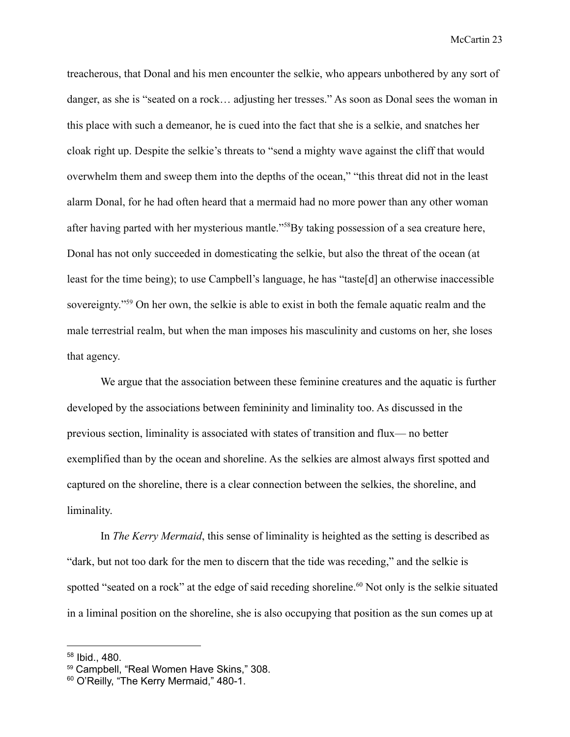treacherous, that Donal and his men encounter the selkie, who appears unbothered by any sort of danger, as she is "seated on a rock… adjusting her tresses." As soon as Donal sees the woman in this place with such a demeanor, he is cued into the fact that she is a selkie, and snatches her cloak right up. Despite the selkie's threats to "send a mighty wave against the cliff that would overwhelm them and sweep them into the depths of the ocean," "this threat did not in the least alarm Donal, for he had often heard that a mermaid had no more power than any other woman after having parted with her mysterious mantle."[58]By taking possession of a sea creature here, Donal has not only succeeded in domesticating the selkie, but also the threat of the ocean (at least for the time being); to use Campbell's language, he has "taste[d] an otherwise inaccessible sovereignty."[59] On her own, the selkie is able to exist in both the female aquatic realm and the male terrestrial realm, but when the man imposes his masculinity and customs on her, she loses that agency.

We argue that the association between these feminine creatures and the aquatic is further developed by the associations between femininity and liminality too. As discussed in the previous section, liminality is associated with states of transition and flux— no better exemplified than by the ocean and shoreline. As the selkies are almost always first spotted and captured on the shoreline, there is a clear connection between the selkies, the shoreline, and liminality.

In *The Kerry Mermaid*, this sense of liminality is heighted as the setting is described as "dark, but not too dark for the men to discern that the tide was receding," and the selkie is spotted "seated on a rock" at the edge of said receding shoreline.[60] Not only is the selkie situated in a liminal position on the shoreline, she is also occupying that position as the sun comes up at

---

[58] Ibid., 480.
[59] Campbell, "Real Women Have Skins," 308.
[60] O'Reilly, "The Kerry Mermaid," 480-1.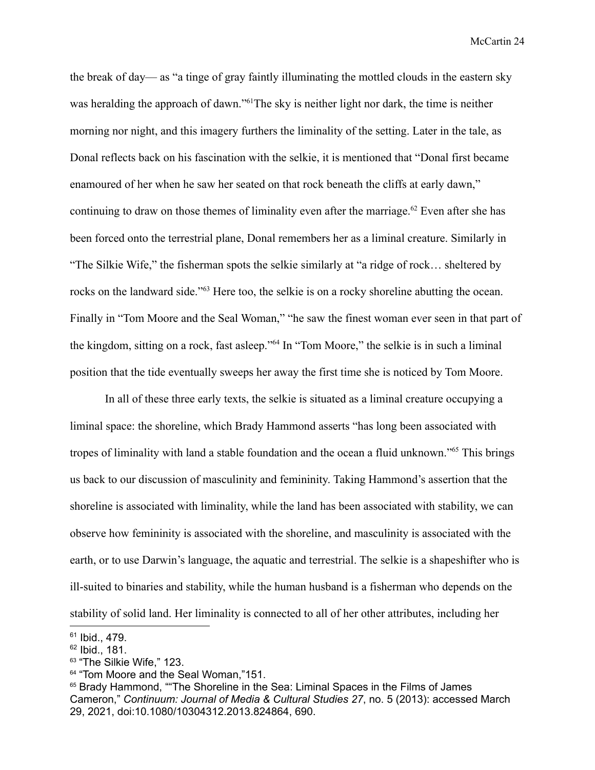the break of day— as "a tinge of gray faintly illuminating the mottled clouds in the eastern sky was heralding the approach of dawn."[61]The sky is neither light nor dark, the time is neither morning nor night, and this imagery furthers the liminality of the setting. Later in the tale, as Donal reflects back on his fascination with the selkie, it is mentioned that "Donal first became enamoured of her when he saw her seated on that rock beneath the cliffs at early dawn," continuing to draw on those themes of liminality even after the marriage.[62] Even after she has been forced onto the terrestrial plane, Donal remembers her as a liminal creature. Similarly in "The Silkie Wife," the fisherman spots the selkie similarly at "a ridge of rock… sheltered by rocks on the landward side."[63] Here too, the selkie is on a rocky shoreline abutting the ocean. Finally in "Tom Moore and the Seal Woman," "he saw the finest woman ever seen in that part of the kingdom, sitting on a rock, fast asleep."[64] In "Tom Moore," the selkie is in such a liminal position that the tide eventually sweeps her away the first time she is noticed by Tom Moore.

In all of these three early texts, the selkie is situated as a liminal creature occupying a liminal space: the shoreline, which Brady Hammond asserts "has long been associated with tropes of liminality with land a stable foundation and the ocean a fluid unknown."[65] This brings us back to our discussion of masculinity and femininity. Taking Hammond's assertion that the shoreline is associated with liminality, while the land has been associated with stability, we can observe how femininity is associated with the shoreline, and masculinity is associated with the earth, or to use Darwin's language, the aquatic and terrestrial. The selkie is a shapeshifter who is ill-suited to binaries and stability, while the human husband is a fisherman who depends on the stability of solid land. Her liminality is connected to all of her other attributes, including her

---

[61] Ibid., 479.

[62] Ibid., 181.

[63] "The Silkie Wife," 123.

[64] "Tom Moore and the Seal Woman,"151.

[65] Brady Hammond, ""The Shoreline in the Sea: Liminal Spaces in the Films of James Cameron," *Continuum: Journal of Media & Cultural Studies 27*, no. 5 (2013): accessed March 29, 2021, doi:10.1080/10304312.2013.824864, 690.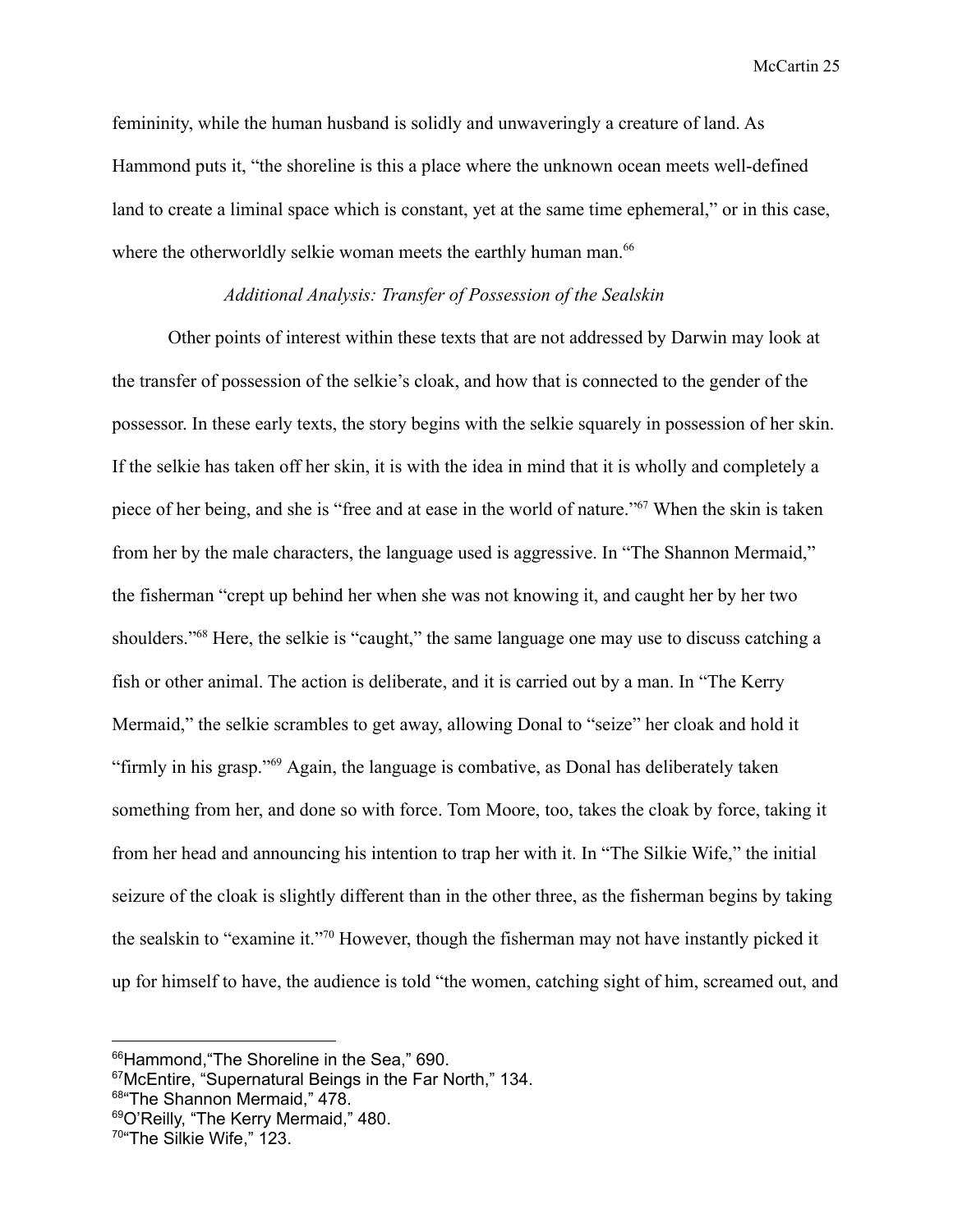femininity, while the human husband is solidly and unwaveringly a creature of land. As Hammond puts it, "the shoreline is this a place where the unknown ocean meets well-defined land to create a liminal space which is constant, yet at the same time ephemeral," or in this case, where the otherworldly selkie woman meets the earthly human man.[66]

*Additional Analysis: Transfer of Possession of the Sealskin*

Other points of interest within these texts that are not addressed by Darwin may look at the transfer of possession of the selkie's cloak, and how that is connected to the gender of the possessor. In these early texts, the story begins with the selkie squarely in possession of her skin. If the selkie has taken off her skin, it is with the idea in mind that it is wholly and completely a piece of her being, and she is "free and at ease in the world of nature."[67] When the skin is taken from her by the male characters, the language used is aggressive. In "The Shannon Mermaid," the fisherman "crept up behind her when she was not knowing it, and caught her by her two shoulders."[68] Here, the selkie is "caught," the same language one may use to discuss catching a fish or other animal. The action is deliberate, and it is carried out by a man. In "The Kerry Mermaid," the selkie scrambles to get away, allowing Donal to "seize" her cloak and hold it "firmly in his grasp."[69] Again, the language is combative, as Donal has deliberately taken something from her, and done so with force. Tom Moore, too, takes the cloak by force, taking it from her head and announcing his intention to trap her with it. In "The Silkie Wife," the initial seizure of the cloak is slightly different than in the other three, as the fisherman begins by taking the sealskin to "examine it."[70] However, though the fisherman may not have instantly picked it up for himself to have, the audience is told "the women, catching sight of him, screamed out, and

---

[66] Hammond, "The Shoreline in the Sea," 690.
[67] McEntire, "Supernatural Beings in the Far North," 134.
[68] "The Shannon Mermaid," 478.
[69] O'Reilly, "The Kerry Mermaid," 480.
[70] "The Silkie Wife," 123.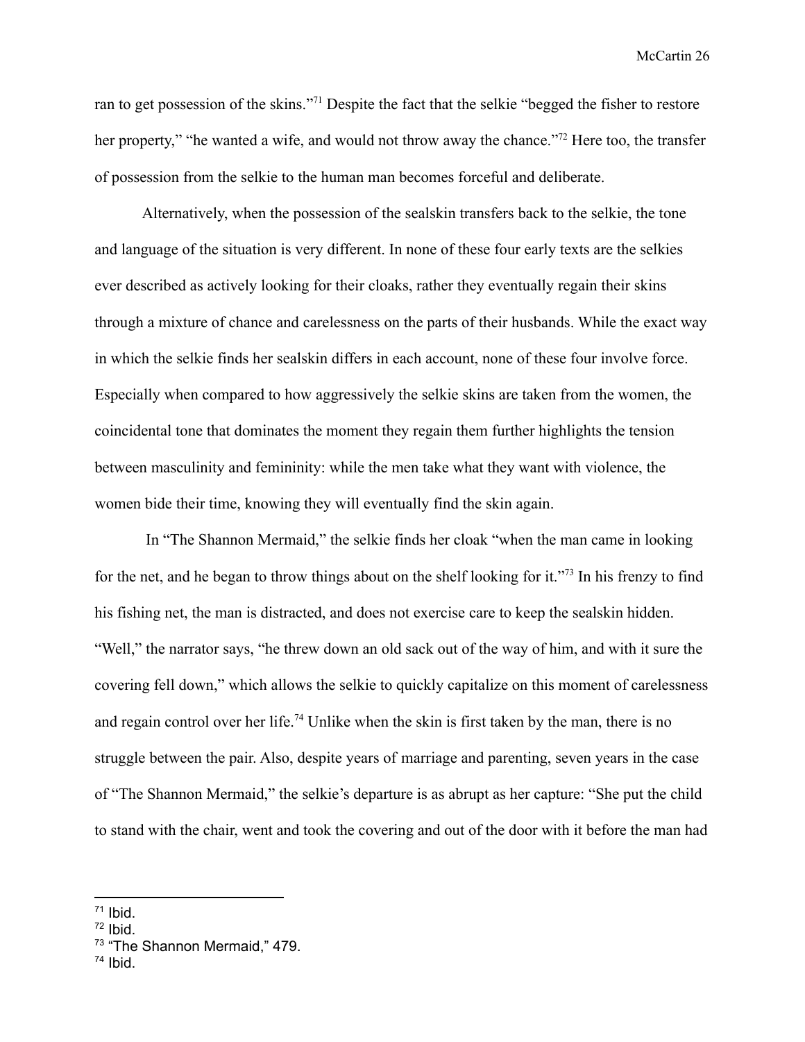ran to get possession of the skins."[71] Despite the fact that the selkie "begged the fisher to restore her property," "he wanted a wife, and would not throw away the chance."[72] Here too, the transfer of possession from the selkie to the human man becomes forceful and deliberate.

Alternatively, when the possession of the sealskin transfers back to the selkie, the tone and language of the situation is very different. In none of these four early texts are the selkies ever described as actively looking for their cloaks, rather they eventually regain their skins through a mixture of chance and carelessness on the parts of their husbands. While the exact way in which the selkie finds her sealskin differs in each account, none of these four involve force. Especially when compared to how aggressively the selkie skins are taken from the women, the coincidental tone that dominates the moment they regain them further highlights the tension between masculinity and femininity: while the men take what they want with violence, the women bide their time, knowing they will eventually find the skin again.

In "The Shannon Mermaid," the selkie finds her cloak "when the man came in looking for the net, and he began to throw things about on the shelf looking for it."[73] In his frenzy to find his fishing net, the man is distracted, and does not exercise care to keep the sealskin hidden. "Well," the narrator says, "he threw down an old sack out of the way of him, and with it sure the covering fell down," which allows the selkie to quickly capitalize on this moment of carelessness and regain control over her life.[74] Unlike when the skin is first taken by the man, there is no struggle between the pair. Also, despite years of marriage and parenting, seven years in the case of "The Shannon Mermaid," the selkie's departure is as abrupt as her capture: "She put the child to stand with the chair, went and took the covering and out of the door with it before the man had

---

[71] Ibid.

[72] Ibid.

[73] "The Shannon Mermaid," 479.

[74] Ibid.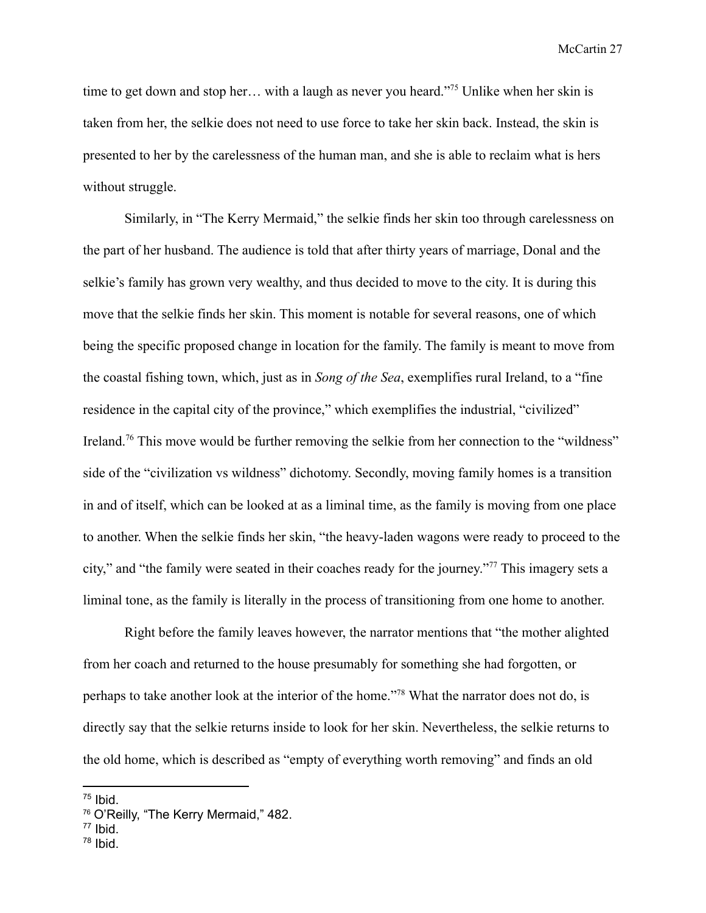time to get down and stop her… with a laugh as never you heard."[75] Unlike when her skin is taken from her, the selkie does not need to use force to take her skin back. Instead, the skin is presented to her by the carelessness of the human man, and she is able to reclaim what is hers without struggle.

Similarly, in "The Kerry Mermaid," the selkie finds her skin too through carelessness on the part of her husband. The audience is told that after thirty years of marriage, Donal and the selkie's family has grown very wealthy, and thus decided to move to the city. It is during this move that the selkie finds her skin. This moment is notable for several reasons, one of which being the specific proposed change in location for the family. The family is meant to move from the coastal fishing town, which, just as in *Song of the Sea*, exemplifies rural Ireland, to a "fine residence in the capital city of the province," which exemplifies the industrial, "civilized" Ireland.[76] This move would be further removing the selkie from her connection to the "wildness" side of the "civilization vs wildness" dichotomy. Secondly, moving family homes is a transition in and of itself, which can be looked at as a liminal time, as the family is moving from one place to another. When the selkie finds her skin, "the heavy-laden wagons were ready to proceed to the city," and "the family were seated in their coaches ready for the journey."[77] This imagery sets a liminal tone, as the family is literally in the process of transitioning from one home to another.

Right before the family leaves however, the narrator mentions that "the mother alighted from her coach and returned to the house presumably for something she had forgotten, or perhaps to take another look at the interior of the home."[78] What the narrator does not do, is directly say that the selkie returns inside to look for her skin. Nevertheless, the selkie returns to the old home, which is described as "empty of everything worth removing" and finds an old

[75] Ibid.
[76] O'Reilly, "The Kerry Mermaid," 482.
[77] Ibid.
[78] Ibid.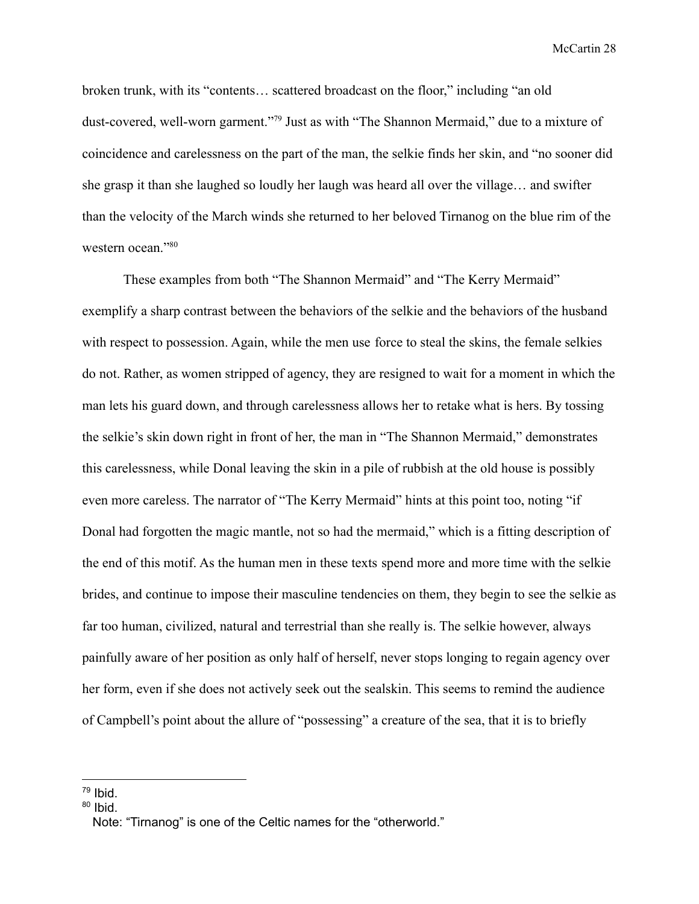broken trunk, with its "contents… scattered broadcast on the floor," including "an old dust-covered, well-worn garment."[79] Just as with "The Shannon Mermaid," due to a mixture of coincidence and carelessness on the part of the man, the selkie finds her skin, and "no sooner did she grasp it than she laughed so loudly her laugh was heard all over the village… and swifter than the velocity of the March winds she returned to her beloved Tirnanog on the blue rim of the western ocean."[80]

These examples from both "The Shannon Mermaid" and "The Kerry Mermaid" exemplify a sharp contrast between the behaviors of the selkie and the behaviors of the husband with respect to possession. Again, while the men use force to steal the skins, the female selkies do not. Rather, as women stripped of agency, they are resigned to wait for a moment in which the man lets his guard down, and through carelessness allows her to retake what is hers. By tossing the selkie's skin down right in front of her, the man in "The Shannon Mermaid," demonstrates this carelessness, while Donal leaving the skin in a pile of rubbish at the old house is possibly even more careless. The narrator of "The Kerry Mermaid" hints at this point too, noting "if Donal had forgotten the magic mantle, not so had the mermaid," which is a fitting description of the end of this motif. As the human men in these texts spend more and more time with the selkie brides, and continue to impose their masculine tendencies on them, they begin to see the selkie as far too human, civilized, natural and terrestrial than she really is. The selkie however, always painfully aware of her position as only half of herself, never stops longing to regain agency over her form, even if she does not actively seek out the sealskin. This seems to remind the audience of Campbell's point about the allure of "possessing" a creature of the sea, that it is to briefly

---

[79] Ibid.

[80] Ibid.
Note: "Tirnanog" is one of the Celtic names for the "otherworld."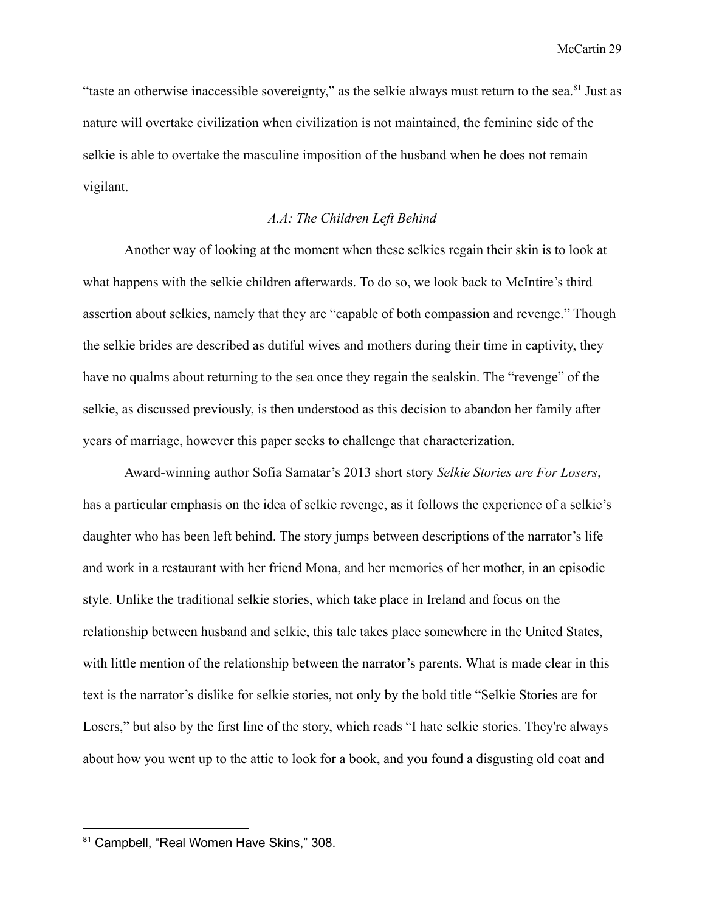"taste an otherwise inaccessible sovereignty," as the selkie always must return to the sea.[81] Just as nature will overtake civilization when civilization is not maintained, the feminine side of the selkie is able to overtake the masculine imposition of the husband when he does not remain vigilant.

### *A.A: The Children Left Behind*

Another way of looking at the moment when these selkies regain their skin is to look at what happens with the selkie children afterwards. To do so, we look back to McIntire's third assertion about selkies, namely that they are "capable of both compassion and revenge." Though the selkie brides are described as dutiful wives and mothers during their time in captivity, they have no qualms about returning to the sea once they regain the sealskin. The "revenge" of the selkie, as discussed previously, is then understood as this decision to abandon her family after years of marriage, however this paper seeks to challenge that characterization.

Award-winning author Sofia Samatar's 2013 short story *Selkie Stories are For Losers*, has a particular emphasis on the idea of selkie revenge, as it follows the experience of a selkie's daughter who has been left behind. The story jumps between descriptions of the narrator's life and work in a restaurant with her friend Mona, and her memories of her mother, in an episodic style. Unlike the traditional selkie stories, which take place in Ireland and focus on the relationship between husband and selkie, this tale takes place somewhere in the United States, with little mention of the relationship between the narrator's parents. What is made clear in this text is the narrator's dislike for selkie stories, not only by the bold title "Selkie Stories are for Losers," but also by the first line of the story, which reads "I hate selkie stories. They're always about how you went up to the attic to look for a book, and you found a disgusting old coat and

---

[81] Campbell, "Real Women Have Skins," 308.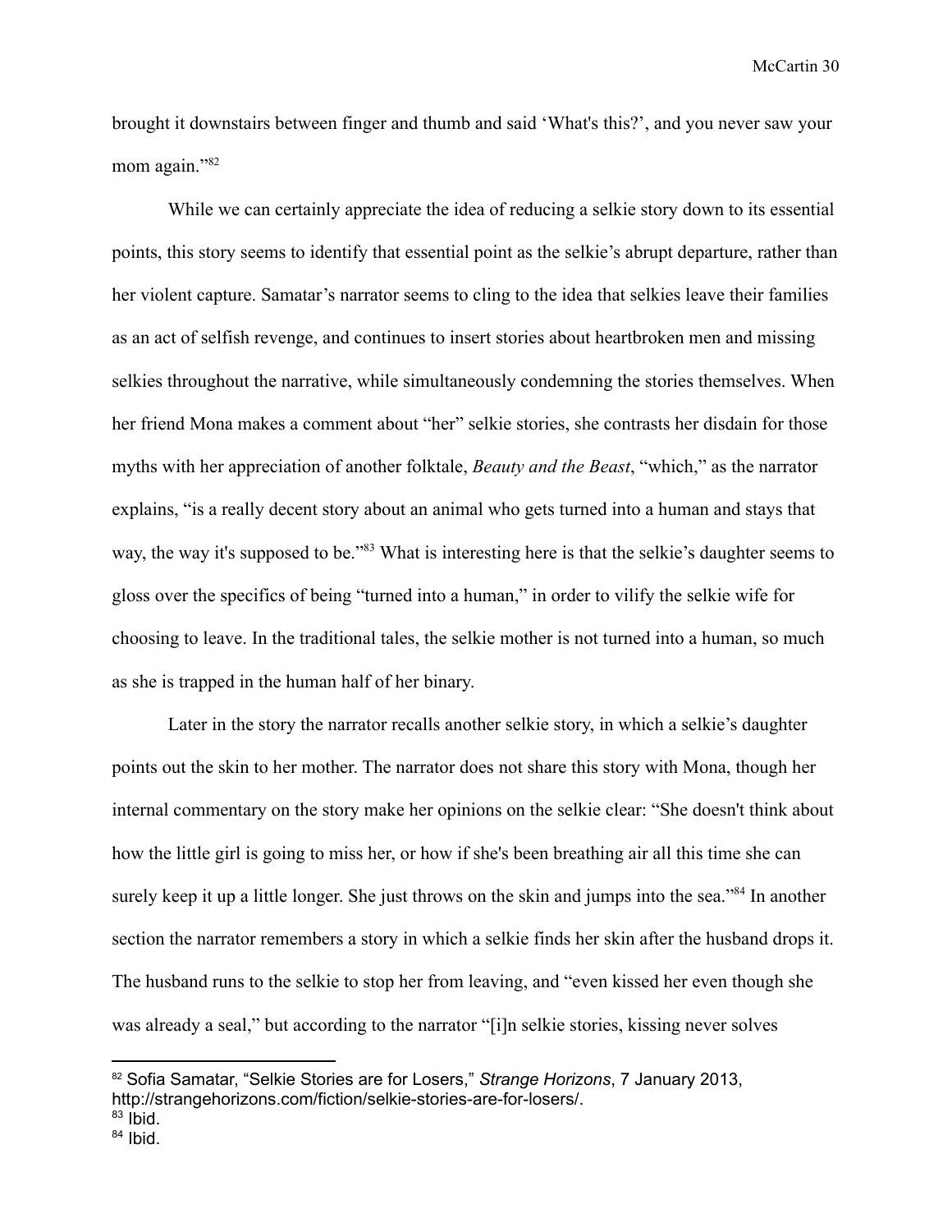brought it downstairs between finger and thumb and said 'What's this?', and you never saw your mom again."[82]

While we can certainly appreciate the idea of reducing a selkie story down to its essential points, this story seems to identify that essential point as the selkie's abrupt departure, rather than her violent capture. Samatar's narrator seems to cling to the idea that selkies leave their families as an act of selfish revenge, and continues to insert stories about heartbroken men and missing selkies throughout the narrative, while simultaneously condemning the stories themselves. When her friend Mona makes a comment about "her" selkie stories, she contrasts her disdain for those myths with her appreciation of another folktale, *Beauty and the Beast*, "which," as the narrator explains, "is a really decent story about an animal who gets turned into a human and stays that way, the way it's supposed to be."[83] What is interesting here is that the selkie's daughter seems to gloss over the specifics of being "turned into a human," in order to vilify the selkie wife for choosing to leave. In the traditional tales, the selkie mother is not turned into a human, so much as she is trapped in the human half of her binary.

Later in the story the narrator recalls another selkie story, in which a selkie's daughter points out the skin to her mother. The narrator does not share this story with Mona, though her internal commentary on the story make her opinions on the selkie clear: "She doesn't think about how the little girl is going to miss her, or how if she's been breathing air all this time she can surely keep it up a little longer. She just throws on the skin and jumps into the sea."[84] In another section the narrator remembers a story in which a selkie finds her skin after the husband drops it. The husband runs to the selkie to stop her from leaving, and "even kissed her even though she was already a seal," but according to the narrator "[i]n selkie stories, kissing never solves

---

[82] Sofia Samatar, "Selkie Stories are for Losers," *Strange Horizons*, 7 January 2013, http://strangehorizons.com/fiction/selkie-stories-are-for-losers/.

[83] Ibid.

[84] Ibid.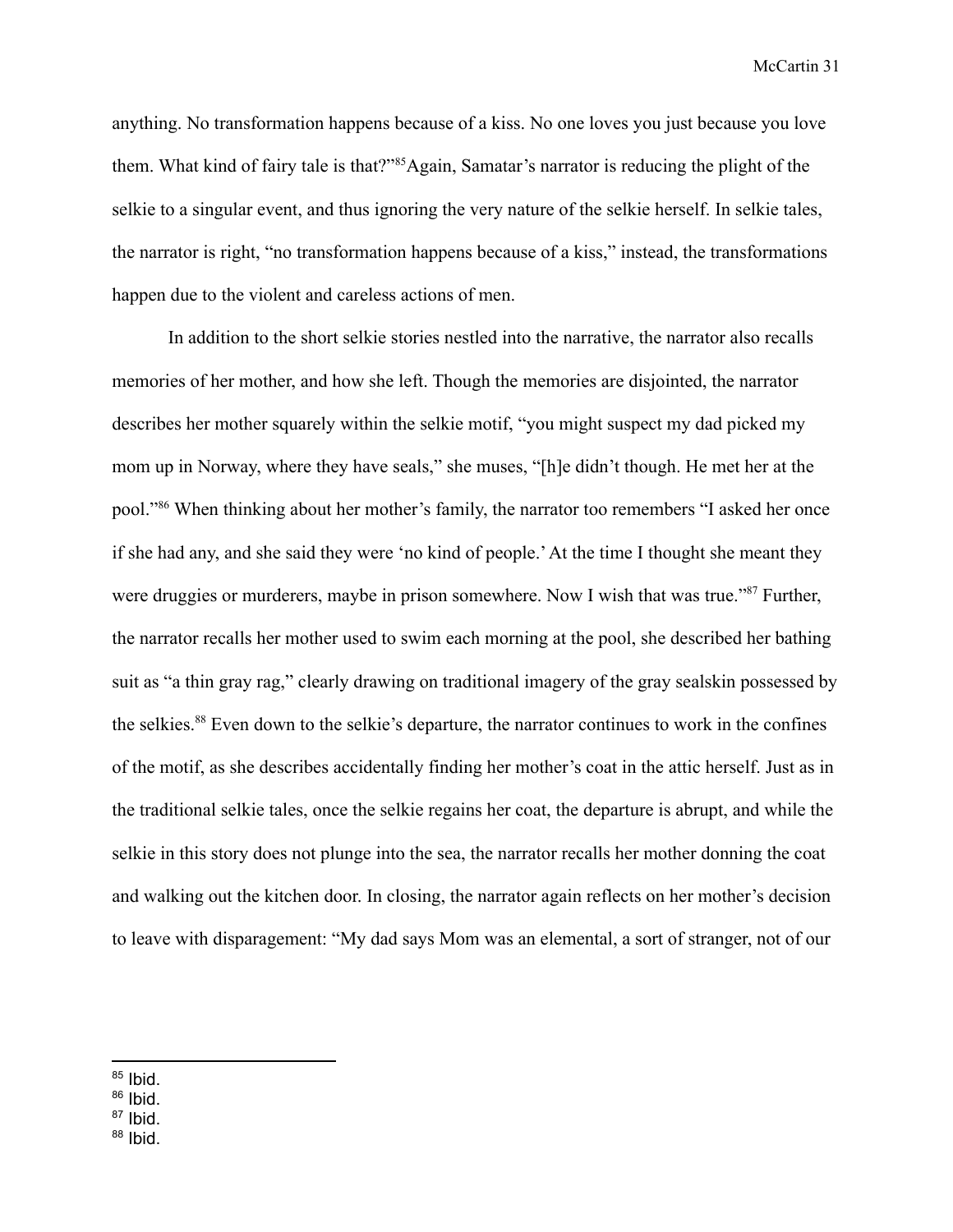anything. No transformation happens because of a kiss. No one loves you just because you love them. What kind of fairy tale is that?"[85]Again, Samatar's narrator is reducing the plight of the selkie to a singular event, and thus ignoring the very nature of the selkie herself. In selkie tales, the narrator is right, "no transformation happens because of a kiss," instead, the transformations happen due to the violent and careless actions of men.

In addition to the short selkie stories nestled into the narrative, the narrator also recalls memories of her mother, and how she left. Though the memories are disjointed, the narrator describes her mother squarely within the selkie motif, "you might suspect my dad picked my mom up in Norway, where they have seals," she muses, "[h]e didn't though. He met her at the pool."[86] When thinking about her mother's family, the narrator too remembers "I asked her once if she had any, and she said they were 'no kind of people.' At the time I thought she meant they were druggies or murderers, maybe in prison somewhere. Now I wish that was true."[87] Further, the narrator recalls her mother used to swim each morning at the pool, she described her bathing suit as "a thin gray rag," clearly drawing on traditional imagery of the gray sealskin possessed by the selkies.[88] Even down to the selkie's departure, the narrator continues to work in the confines of the motif, as she describes accidentally finding her mother's coat in the attic herself. Just as in the traditional selkie tales, once the selkie regains her coat, the departure is abrupt, and while the selkie in this story does not plunge into the sea, the narrator recalls her mother donning the coat and walking out the kitchen door. In closing, the narrator again reflects on her mother's decision to leave with disparagement: "My dad says Mom was an elemental, a sort of stranger, not of our

---

[85] Ibid.
[86] Ibid.
[87] Ibid.
[88] Ibid.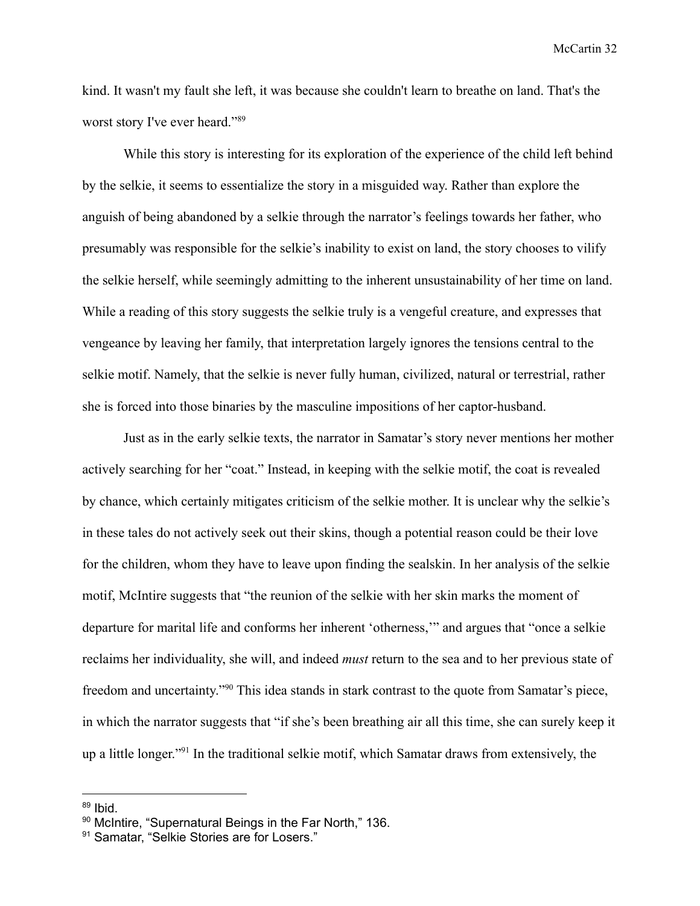kind. It wasn't my fault she left, it was because she couldn't learn to breathe on land. That's the worst story I've ever heard."[89]

While this story is interesting for its exploration of the experience of the child left behind by the selkie, it seems to essentialize the story in a misguided way. Rather than explore the anguish of being abandoned by a selkie through the narrator's feelings towards her father, who presumably was responsible for the selkie's inability to exist on land, the story chooses to vilify the selkie herself, while seemingly admitting to the inherent unsustainability of her time on land. While a reading of this story suggests the selkie truly is a vengeful creature, and expresses that vengeance by leaving her family, that interpretation largely ignores the tensions central to the selkie motif. Namely, that the selkie is never fully human, civilized, natural or terrestrial, rather she is forced into those binaries by the masculine impositions of her captor-husband.

Just as in the early selkie texts, the narrator in Samatar's story never mentions her mother actively searching for her "coat." Instead, in keeping with the selkie motif, the coat is revealed by chance, which certainly mitigates criticism of the selkie mother. It is unclear why the selkie's in these tales do not actively seek out their skins, though a potential reason could be their love for the children, whom they have to leave upon finding the sealskin. In her analysis of the selkie motif, McIntire suggests that "the reunion of the selkie with her skin marks the moment of departure for marital life and conforms her inherent 'otherness,'" and argues that "once a selkie reclaims her individuality, she will, and indeed *must* return to the sea and to her previous state of freedom and uncertainty."[90] This idea stands in stark contrast to the quote from Samatar's piece, in which the narrator suggests that "if she's been breathing air all this time, she can surely keep it up a little longer."[91] In the traditional selkie motif, which Samatar draws from extensively, the

---

[89] Ibid.

[90] McIntire, "Supernatural Beings in the Far North," 136.

[91] Samatar, "Selkie Stories are for Losers."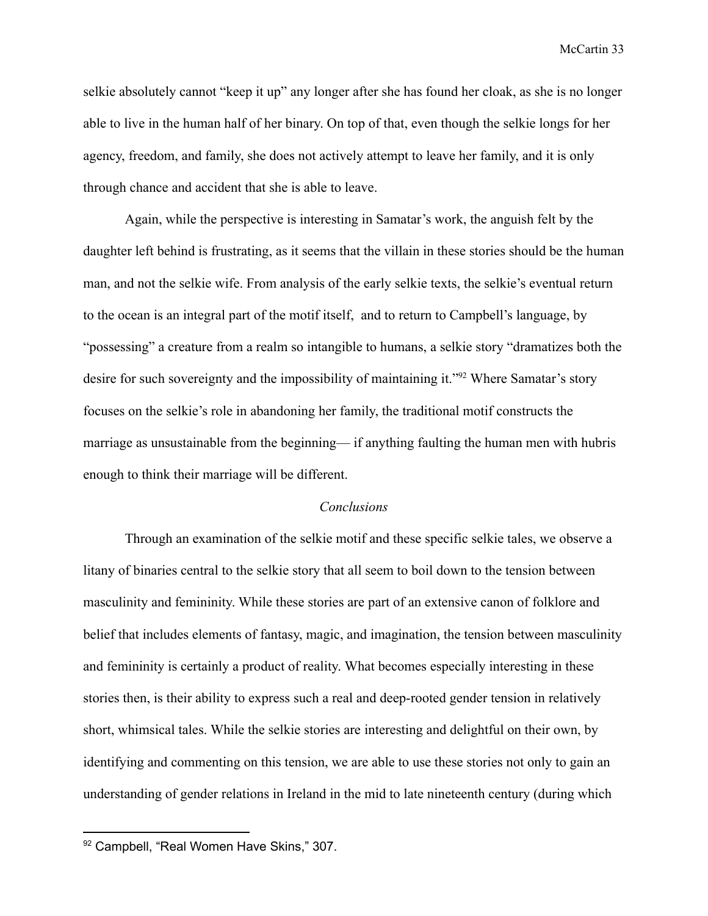selkie absolutely cannot "keep it up" any longer after she has found her cloak, as she is no longer able to live in the human half of her binary. On top of that, even though the selkie longs for her agency, freedom, and family, she does not actively attempt to leave her family, and it is only through chance and accident that she is able to leave.

Again, while the perspective is interesting in Samatar's work, the anguish felt by the daughter left behind is frustrating, as it seems that the villain in these stories should be the human man, and not the selkie wife. From analysis of the early selkie texts, the selkie's eventual return to the ocean is an integral part of the motif itself, and to return to Campbell's language, by "possessing" a creature from a realm so intangible to humans, a selkie story "dramatizes both the desire for such sovereignty and the impossibility of maintaining it."[92] Where Samatar's story focuses on the selkie's role in abandoning her family, the traditional motif constructs the marriage as unsustainable from the beginning— if anything faulting the human men with hubris enough to think their marriage will be different.

*Conclusions*

Through an examination of the selkie motif and these specific selkie tales, we observe a litany of binaries central to the selkie story that all seem to boil down to the tension between masculinity and femininity. While these stories are part of an extensive canon of folklore and belief that includes elements of fantasy, magic, and imagination, the tension between masculinity and femininity is certainly a product of reality. What becomes especially interesting in these stories then, is their ability to express such a real and deep-rooted gender tension in relatively short, whimsical tales. While the selkie stories are interesting and delightful on their own, by identifying and commenting on this tension, we are able to use these stories not only to gain an understanding of gender relations in Ireland in the mid to late nineteenth century (during which

---

[92] Campbell, "Real Women Have Skins," 307.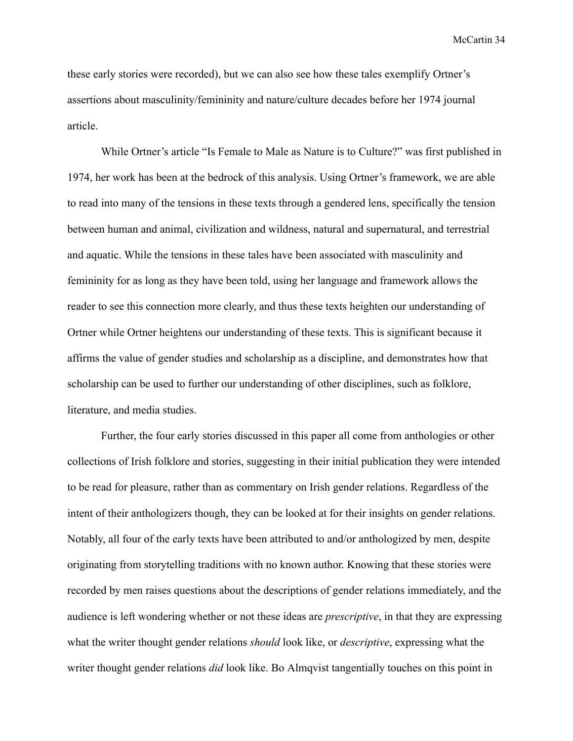these early stories were recorded), but we can also see how these tales exemplify Ortner's assertions about masculinity/femininity and nature/culture decades before her 1974 journal article.

While Ortner's article "Is Female to Male as Nature is to Culture?" was first published in 1974, her work has been at the bedrock of this analysis. Using Ortner's framework, we are able to read into many of the tensions in these texts through a gendered lens, specifically the tension between human and animal, civilization and wildness, natural and supernatural, and terrestrial and aquatic. While the tensions in these tales have been associated with masculinity and femininity for as long as they have been told, using her language and framework allows the reader to see this connection more clearly, and thus these texts heighten our understanding of Ortner while Ortner heightens our understanding of these texts. This is significant because it affirms the value of gender studies and scholarship as a discipline, and demonstrates how that scholarship can be used to further our understanding of other disciplines, such as folklore, literature, and media studies.

Further, the four early stories discussed in this paper all come from anthologies or other collections of Irish folklore and stories, suggesting in their initial publication they were intended to be read for pleasure, rather than as commentary on Irish gender relations. Regardless of the intent of their anthologizers though, they can be looked at for their insights on gender relations. Notably, all four of the early texts have been attributed to and/or anthologized by men, despite originating from storytelling traditions with no known author. Knowing that these stories were recorded by men raises questions about the descriptions of gender relations immediately, and the audience is left wondering whether or not these ideas are *prescriptive*, in that they are expressing what the writer thought gender relations *should* look like, or *descriptive*, expressing what the writer thought gender relations *did* look like. Bo Almqvist tangentially touches on this point in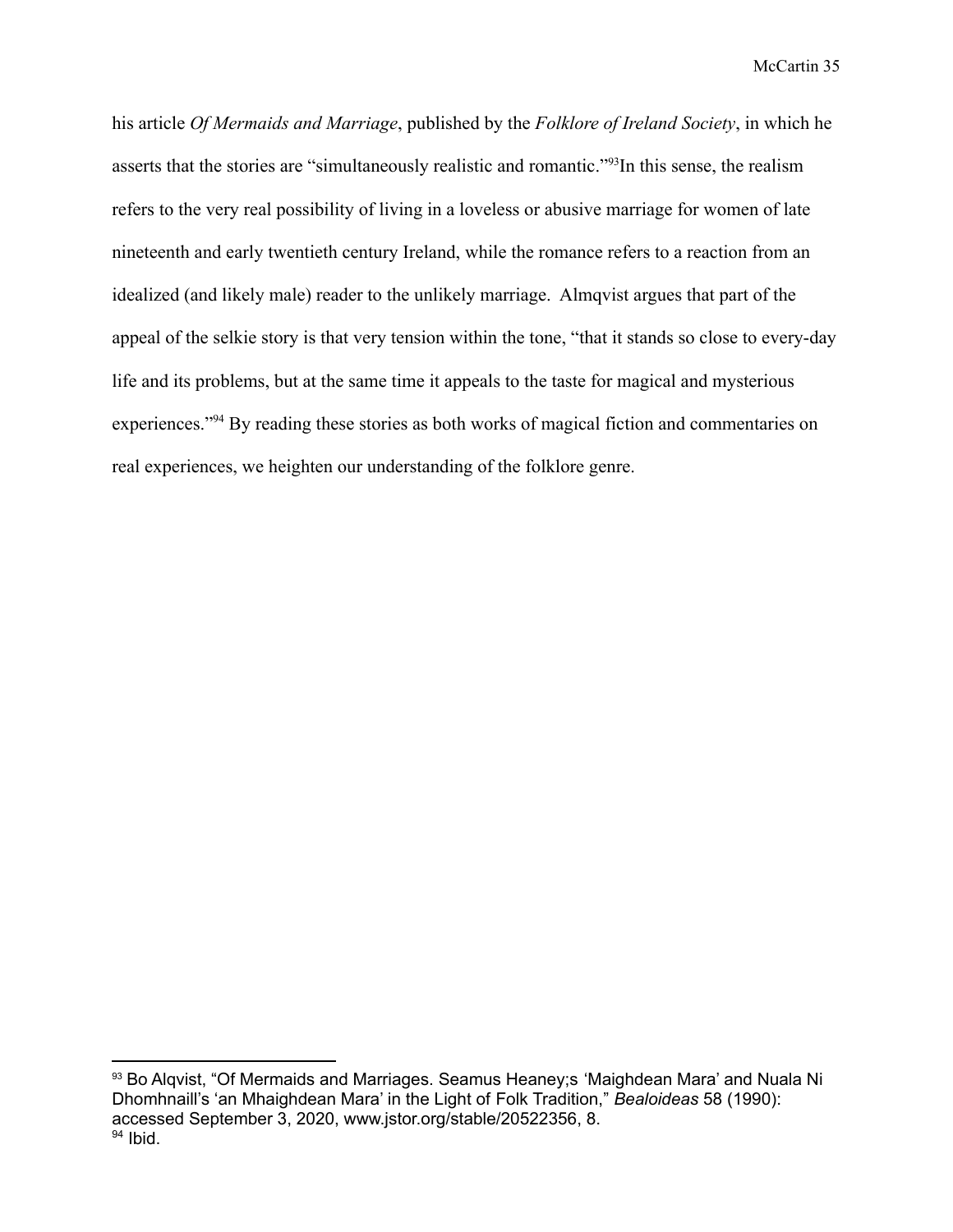his article *Of Mermaids and Marriage*, published by the *Folklore of Ireland Society*, in which he asserts that the stories are "simultaneously realistic and romantic."[93]In this sense, the realism refers to the very real possibility of living in a loveless or abusive marriage for women of late nineteenth and early twentieth century Ireland, while the romance refers to a reaction from an idealized (and likely male) reader to the unlikely marriage. Almqvist argues that part of the appeal of the selkie story is that very tension within the tone, "that it stands so close to every-day life and its problems, but at the same time it appeals to the taste for magical and mysterious experiences."[94] By reading these stories as both works of magical fiction and commentaries on real experiences, we heighten our understanding of the folklore genre.

---

[93] Bo Alqvist, "Of Mermaids and Marriages. Seamus Heaney;s 'Maighdean Mara' and Nuala Ni Dhomhnaill's 'an Mhaighdean Mara' in the Light of Folk Tradition," *Bealoideas* 58 (1990): accessed September 3, 2020, www.jstor.org/stable/20522356, 8.

[94] Ibid.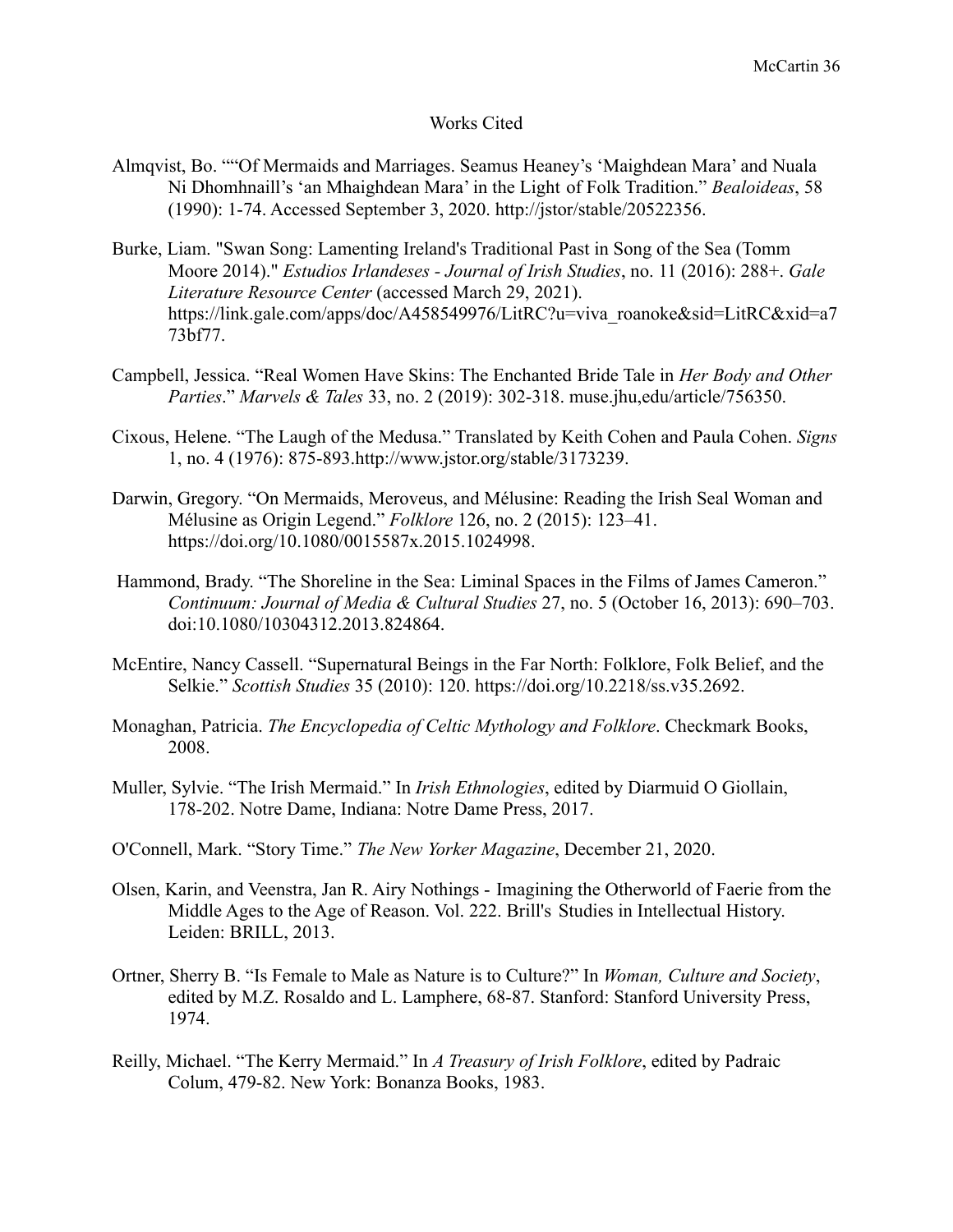# Works Cited

Almqvist, Bo. ""Of Mermaids and Marriages. Seamus Heaney's 'Maighdean Mara' and Nuala Ni Dhomhnaill's 'an Mhaighdean Mara' in the Light of Folk Tradition." *Bealoideas*, 58 (1990): 1-74. Accessed September 3, 2020. http://jstor/stable/20522356.

Burke, Liam. "Swan Song: Lamenting Ireland's Traditional Past in Song of the Sea (Tomm Moore 2014)." *Estudios Irlandeses - Journal of Irish Studies*, no. 11 (2016): 288+. *Gale Literature Resource Center* (accessed March 29, 2021). https://link.gale.com/apps/doc/A458549976/LitRC?u=viva_roanoke&sid=LitRC&xid=a773bf77.

Campbell, Jessica. "Real Women Have Skins: The Enchanted Bride Tale in *Her Body and Other Parties*." *Marvels & Tales* 33, no. 2 (2019): 302-318. muse.jhu,edu/article/756350.

Cixous, Helene. "The Laugh of the Medusa." Translated by Keith Cohen and Paula Cohen. *Signs* 1, no. 4 (1976): 875-893.http://www.jstor.org/stable/3173239.

Darwin, Gregory. "On Mermaids, Meroveus, and Mélusine: Reading the Irish Seal Woman and Mélusine as Origin Legend." *Folklore* 126, no. 2 (2015): 123–41. https://doi.org/10.1080/0015587x.2015.1024998.

Hammond, Brady. "The Shoreline in the Sea: Liminal Spaces in the Films of James Cameron." *Continuum: Journal of Media & Cultural Studies* 27, no. 5 (October 16, 2013): 690–703. doi:10.1080/10304312.2013.824864.

McEntire, Nancy Cassell. "Supernatural Beings in the Far North: Folklore, Folk Belief, and the Selkie." *Scottish Studies* 35 (2010): 120. https://doi.org/10.2218/ss.v35.2692.

Monaghan, Patricia. *The Encyclopedia of Celtic Mythology and Folklore*. Checkmark Books, 2008.

Muller, Sylvie. "The Irish Mermaid." In *Irish Ethnologies*, edited by Diarmuid O Giollain, 178-202. Notre Dame, Indiana: Notre Dame Press, 2017.

O'Connell, Mark. "Story Time." *The New Yorker Magazine*, December 21, 2020.

Olsen, Karin, and Veenstra, Jan R. Airy Nothings - Imagining the Otherworld of Faerie from the Middle Ages to the Age of Reason. Vol. 222. Brill's Studies in Intellectual History. Leiden: BRILL, 2013.

Ortner, Sherry B. "Is Female to Male as Nature is to Culture?" In *Woman, Culture and Society*, edited by M.Z. Rosaldo and L. Lamphere, 68-87. Stanford: Stanford University Press, 1974.

Reilly, Michael. "The Kerry Mermaid." In *A Treasury of Irish Folklore*, edited by Padraic Colum, 479-82. New York: Bonanza Books, 1983.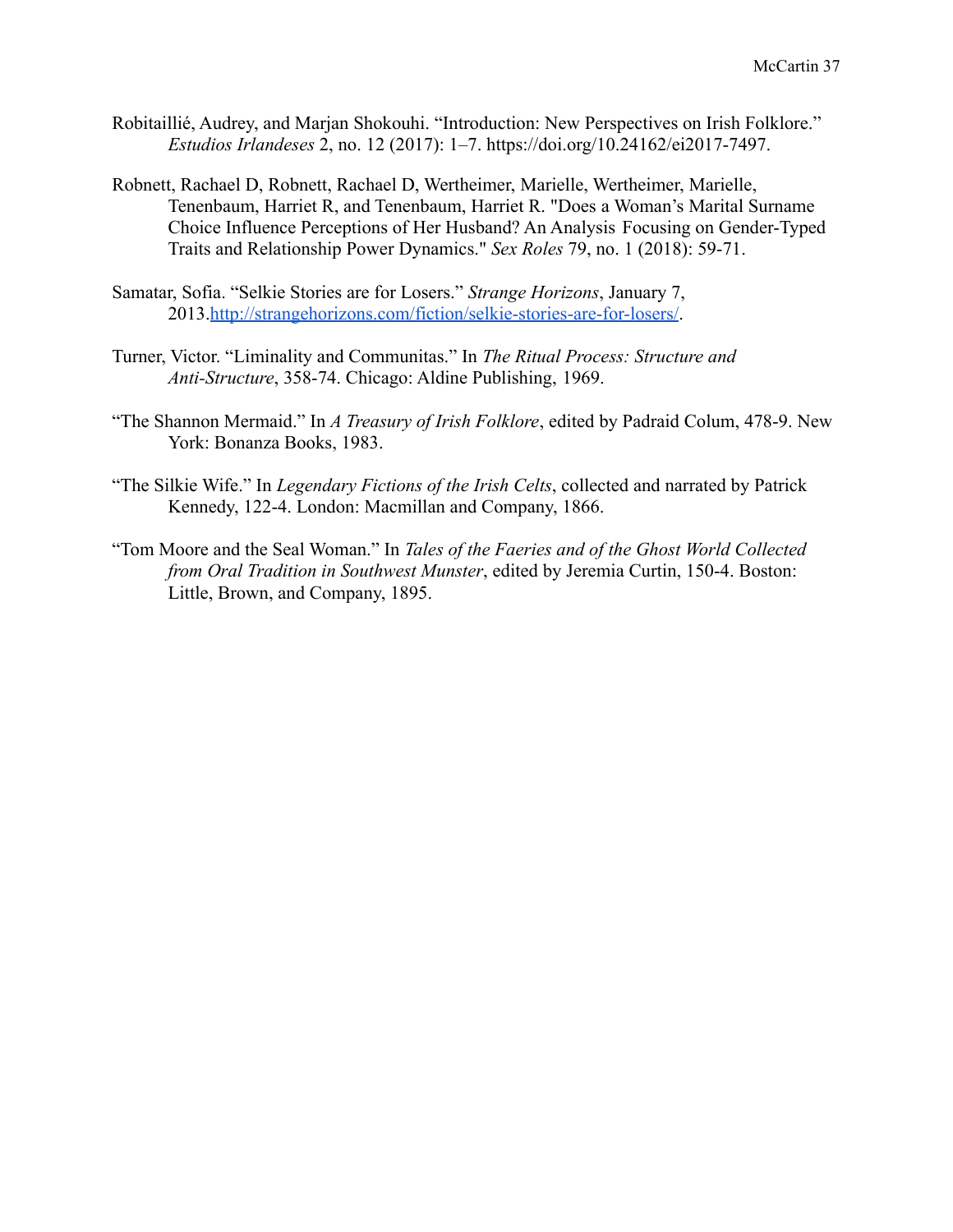Robitaillié, Audrey, and Marjan Shokouhi. “Introduction: New Perspectives on Irish Folklore.” *Estudios Irlandeses* 2, no. 12 (2017): 1–7. https://doi.org/10.24162/ei2017-7497.

Robnett, Rachael D, Robnett, Rachael D, Wertheimer, Marielle, Wertheimer, Marielle, Tenenbaum, Harriet R, and Tenenbaum, Harriet R. "Does a Woman’s Marital Surname Choice Influence Perceptions of Her Husband? An Analysis Focusing on Gender-Typed Traits and Relationship Power Dynamics." *Sex Roles* 79, no. 1 (2018): 59-71.

Samatar, Sofia. “Selkie Stories are for Losers.” *Strange Horizons*, January 7, 2013.http://strangehorizons.com/fiction/selkie-stories-are-for-losers/.

Turner, Victor. “Liminality and Communitas.” In *The Ritual Process: Structure and Anti-Structure*, 358-74. Chicago: Aldine Publishing, 1969.

“The Shannon Mermaid.” In *A Treasury of Irish Folklore*, edited by Padraid Colum, 478-9. New York: Bonanza Books, 1983.

“The Silkie Wife.” In *Legendary Fictions of the Irish Celts*, collected and narrated by Patrick Kennedy, 122-4. London: Macmillan and Company, 1866.

“Tom Moore and the Seal Woman.” In *Tales of the Faeries and of the Ghost World Collected from Oral Tradition in Southwest Munster*, edited by Jeremia Curtin, 150-4. Boston: Little, Brown, and Company, 1895.